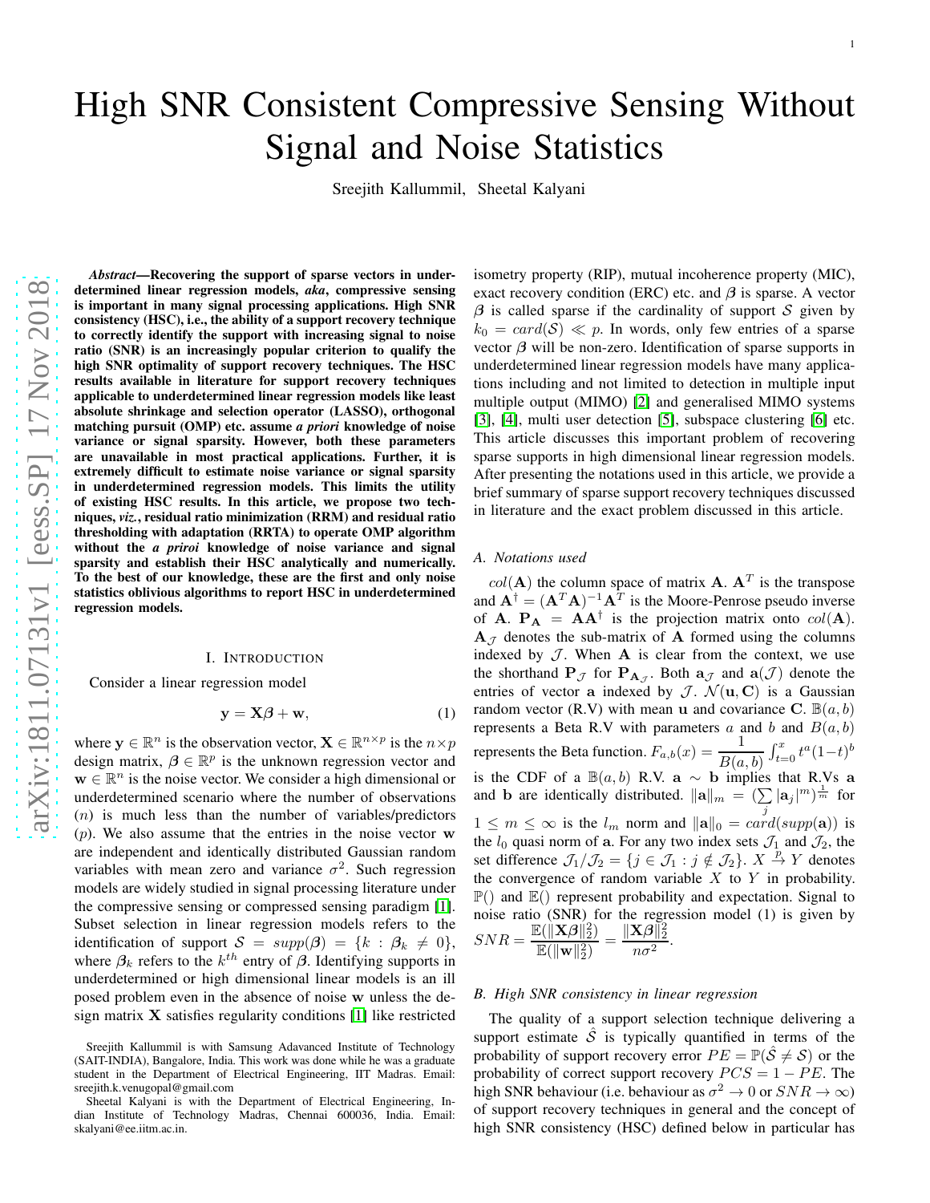# High SNR Consistent Compressive Sensing Without Signal and Noise Statistics

Sreejith Kallummil, Sheetal Kalyani

***Abstract*—Recovering the support of sparse vectors in underdetermined linear regression models, *aka*, compressive sensing is important in many signal processing applications. High SNR consistency (HSC), i.e., the ability of a support recovery technique to correctly identify the support with increasing signal to noise ratio (SNR) is an increasingly popular criterion to qualify the high SNR optimality of support recovery techniques. The HSC results available in literature for support recovery techniques applicable to underdetermined linear regression models like least absolute shrinkage and selection operator (LASSO), orthogonal matching pursuit (OMP) etc. assume *a priori* knowledge of noise variance or signal sparsity. However, both these parameters are unavailable in most practical applications. Further, it is extremely difficult to estimate noise variance or signal sparsity in underdetermined regression models. This limits the utility of existing HSC results. In this article, we propose two techniques, *viz.*, residual ratio minimization (RRM) and residual ratio thresholding with adaptation (RRTA) to operate OMP algorithm without the *a prioi* knowledge of noise variance and signal sparsity and establish their HSC analytically and numerically. To the best of our knowledge, these are the first and only noise statistics oblivious algorithms to report HSC in underdetermined regression models.**

## I. Introduction

Consider a linear regression model

$$\mathbf{y} = \mathbf{X}\boldsymbol{\beta} + \mathbf{w}, \tag{1}$$

where $\mathbf{y} \in \mathbb{R}^n$ is the observation vector, $\mathbf{X} \in \mathbb{R}^{n \times p}$ is the $n \times p$ design matrix, $\boldsymbol{\beta} \in \mathbb{R}^p$ is the unknown regression vector and $\mathbf{w} \in \mathbb{R}^n$ is the noise vector. We consider a high dimensional or underdetermined scenario where the number of observations ($n$) is much less than the number of variables/predictors ($p$). We also assume that the entries in the noise vector $\mathbf{w}$ are independent and identically distributed Gaussian random variables with mean zero and variance $\sigma^2$. Such regression models are widely studied in signal processing literature under the compressive sensing or compressed sensing paradigm [1]. Subset selection in linear regression models refers to the identification of support $\mathcal{S} = supp(\boldsymbol{\beta}) = \{k : \boldsymbol{\beta}_k \neq 0\}$, where $\boldsymbol{\beta}_k$ refers to the $k^{th}$ entry of $\boldsymbol{\beta}$. Identifying supports in underdetermined or high dimensional linear models is an ill posed problem even in the absence of noise $\mathbf{w}$ unless the design matrix $\mathbf{X}$ satisfies regularity conditions [1] like restricted isometry property (RIP), mutual incoherence property (MIC), exact recovery condition (ERC) etc. and $\boldsymbol{\beta}$ is sparse. A vector $\boldsymbol{\beta}$ is called sparse if the cardinality of support $\mathcal{S}$ given by $k_0 = card(\mathcal{S}) \ll p$. In words, only few entries of a sparse vector $\boldsymbol{\beta}$ will be non-zero. Identification of sparse supports in underdetermined linear regression models have many applications including and not limited to detection in multiple input multiple output (MIMO) [2] and generalised MIMO systems [3], [4], multi user detection [5], subspace clustering [6] etc. This article discusses this important problem of recovering sparse supports in high dimensional linear regression models. After presenting the notations used in this article, we provide a brief summary of sparse support recovery techniques discussed in literature and the exact problem discussed in this article.

### A. Notations used

$col(\mathbf{A})$ the column space of matrix $\mathbf{A}$. $\mathbf{A}^T$ is the transpose and $\mathbf{A}^{\dagger} = (\mathbf{A}^T\mathbf{A})^{-1}\mathbf{A}^T$ is the Moore-Penrose pseudo inverse of $\mathbf{A}$. $\mathbf{P}_{\mathbf{A}} = \mathbf{A}\mathbf{A}^{\dagger}$ is the projection matrix onto $col(\mathbf{A})$. $\mathbf{A}_{\mathcal{J}}$ denotes the sub-matrix of $\mathbf{A}$ formed using the columns indexed by $\mathcal{J}$. When $\mathbf{A}$ is clear from the context, we use the shorthand $\mathbf{P}_{\mathcal{J}}$ for $\mathbf{P}_{\mathbf{A}_{\mathcal{J}}}$. Both $\mathbf{a}_{\mathcal{J}}$ and $\mathbf{a}(\mathcal{J})$ denote the entries of vector $\mathbf{a}$ indexed by $\mathcal{J}$. $\mathcal{N}(\mathbf{u}, \mathbf{C})$ is a Gaussian random vector (R.V) with mean $\mathbf{u}$ and covariance $\mathbf{C}$. $\mathbb{B}(a,b)$ represents a Beta R.V with parameters $a$ and $b$ and $B(a,b)$ represents the Beta function. $F_{a,b}(x) = \dfrac{1}{B(a,b)}\int_{t=0}^{x} t^a(1-t)^b$ is the CDF of a $\mathbb{B}(a,b)$ R.V. $\mathbf{a} \sim \mathbf{b}$ implies that R.Vs $\mathbf{a}$ and $\mathbf{b}$ are identically distributed. $\|\mathbf{a}\|_m = (\sum\limits_{j} |\mathbf{a}_j|^m)^{\frac{1}{m}}$ for $1 \leq m \leq \infty$ is the $l_m$ norm and $\|\mathbf{a}\|_0 = card(supp(\mathbf{a}))$ is the $l_0$ quasi norm of $\mathbf{a}$. For any two index sets $\mathcal{J}_1$ and $\mathcal{J}_2$, the set difference $\mathcal{J}_1/\mathcal{J}_2 = \{j \in \mathcal{J}_1 : j \notin \mathcal{J}_2\}$. $X \overset{P}{\rightarrow} Y$ denotes the convergence of random variable $X$ to $Y$ in probability. $\mathbb{P}()$ and $\mathbb{E}()$ represent probability and expectation. Signal to noise ratio (SNR) for the regression model (1) is given by $SNR = \dfrac{\mathbb{E}(\|\mathbf{X}\boldsymbol{\beta}\|_2^2)}{\mathbb{E}(\|\mathbf{w}\|_2^2)} = \dfrac{\|\mathbf{X}\boldsymbol{\beta}\|_2^2}{n\sigma^2}$.

### B. High SNR consistency in linear regression

The quality of a support selection technique delivering a support estimate $\hat{\mathcal{S}}$ is typically quantified in terms of the probability of support recovery error $PE = \mathbb{P}(\hat{\mathcal{S}} \neq \mathcal{S})$ or the probability of correct support recovery $PCS = 1 - PE$. The high SNR behaviour (i.e. behaviour as $\sigma^2 \rightarrow 0$ or $SNR \rightarrow \infty$) of support recovery techniques in general and the concept of high SNR consistency (HSC) defined below in particular has

Sreejith Kallummil is with Samsung Adavanced Institute of Technology (SAIT-INDIA), Bangalore, India. This work was done while he was a graduate student in the Department of Electrical Engineering, IIT Madras. Email: sreejith.k.venugopal@gmail.com

Sheetal Kalyani is with the Department of Electrical Engineering, Indian Institute of Technology Madras, Chennai 600036, India. Email: skalyani@ee.iitm.ac.in.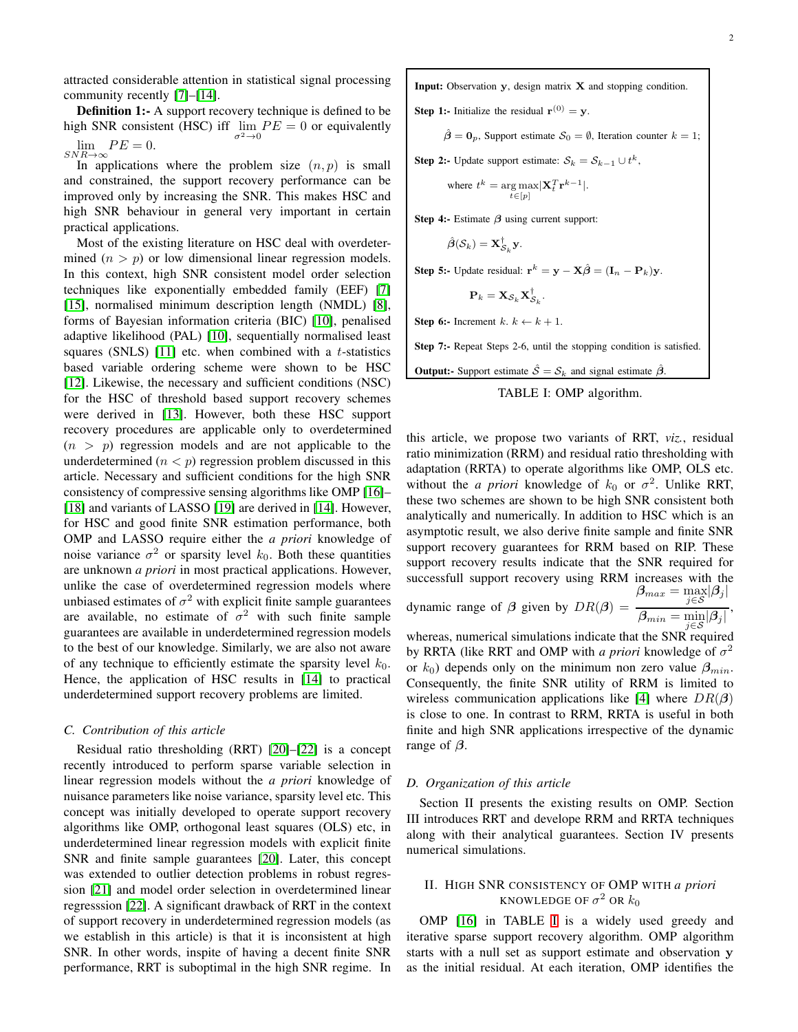attracted considerable attention in statistical signal processing community recently [7]–[14].

**Definition 1:-** A support recovery technique is defined to be high SNR consistent (HSC) iff $\lim_{\sigma^2 \rightarrow 0} PE = 0$ or equivalently $\lim_{SNR \rightarrow \infty} PE = 0$.

In applications where the problem size $(n, p)$ is small and constrained, the support recovery performance can be improved only by increasing the SNR. This makes HSC and high SNR behaviour in general very important in certain practical applications.

Most of the existing literature on HSC deal with overdetermined $(n > p)$ or low dimensional linear regression models. In this context, high SNR consistent model order selection techniques like exponentially embedded family (EEF) [7] [15], normalised minimum description length (NMDL) [8], forms of Bayesian information criteria (BIC) [10], penalised adaptive likelihood (PAL) [10], sequentially normalised least squares (SNLS) [11] etc. when combined with a $t$-statistics based variable ordering scheme were shown to be HSC [12]. Likewise, the necessary and sufficient conditions (NSC) for the HSC of threshold based support recovery schemes were derived in [13]. However, both these HSC support recovery procedures are applicable only to overdetermined $(n > p)$ regression models and are not applicable to the underdetermined $(n < p)$ regression problem discussed in this article. Necessary and sufficient conditions for the high SNR consistency of compressive sensing algorithms like OMP [16]–[18] and variants of LASSO [19] are derived in [14]. However, for HSC and good finite SNR estimation performance, both OMP and LASSO require either the *a priori* knowledge of noise variance $\sigma^2$ or sparsity level $k_0$. Both these quantities are unknown *a priori* in most practical applications. However, unlike the case of overdetermined regression models where unbiased estimates of $\sigma^2$ with explicit finite sample guarantees are available, no estimate of $\sigma^2$ with such finite sample guarantees are available in underdetermined regression models to the best of our knowledge. Similarly, we are also not aware of any technique to efficiently estimate the sparsity level $k_0$. Hence, the application of HSC results in [14] to practical underdetermined support recovery problems are limited.

### C. Contribution of this article

Residual ratio thresholding (RRT) [20]–[22] is a concept recently introduced to perform sparse variable selection in linear regression models without the *a priori* knowledge of nuisance parameters like noise variance, sparsity level etc. This concept was initially developed to operate support recovery algorithms like OMP, orthogonal least squares (OLS) etc, in underdetermined linear regression models with explicit finite SNR and finite sample guarantees [20]. Later, this concept was extended to outlier detection problems in robust regression [21] and model order selection in overdetermined linear regresssion [22]. A significant drawback of RRT in the context of support recovery in underdetermined regression models (as we establish in this article) is that it is inconsistent at high SNR. In other words, inspite of having a decent finite SNR performance, RRT is suboptimal in the high SNR regime. In this article, we propose two variants of RRT, *viz.*, residual ratio minimization (RRM) and residual ratio thresholding with adaptation (RRTA) to operate algorithms like OMP, OLS etc. without the *a priori* knowledge of $k_0$ or $\sigma^2$. Unlike RRT, these two schemes are shown to be high SNR consistent both analytically and numerically. In addition to HSC which is an asymptotic result, we also derive finite sample and finite SNR support recovery guarantees for RRM based on RIP. These support recovery results indicate that the SNR required for successfull support recovery using RRM increases with the dynamic range of $\boldsymbol{\beta}$ given by $DR(\boldsymbol{\beta}) = \dfrac{\boldsymbol{\beta}_{max} = \max_{j \in \mathcal{S}} |\boldsymbol{\beta}_j|}{\boldsymbol{\beta}_{min} = \min_{j \in \mathcal{S}} |\boldsymbol{\beta}_j|}$, whereas, numerical simulations indicate that the SNR required by RRTA (like RRT and OMP with *a priori* knowledge of $\sigma^2$ or $k_0$) depends only on the minimum non zero value $\boldsymbol{\beta}_{min}$. Consequently, the finite SNR utility of RRM is limited to wireless communication applications like [4] where $DR(\boldsymbol{\beta})$ is close to one. In contrast to RRM, RRTA is useful in both finite and high SNR applications irrespective of the dynamic range of $\boldsymbol{\beta}$.

### D. Organization of this article

Section II presents the existing results on OMP. Section III introduces RRT and develope RRM and RRTA techniques along with their analytical guarantees. Section IV presents numerical simulations.

**Input:** Observation $\mathbf{y}$, design matrix $\mathbf{X}$ and stopping condition.

**Step 1:-** Initialize the residual $\mathbf{r}^{(0)} = \mathbf{y}$.

$\hat{\boldsymbol{\beta}} = \mathbf{0}_p$, Support estimate $\mathcal{S}_0 = \emptyset$, Iteration counter $k = 1$;

**Step 2:-** Update support estimate: $\mathcal{S}_k = \mathcal{S}_{k-1} \cup t^k$,

where $t^k = \arg\max_{t \in [p]} |\mathbf{X}_t^T \mathbf{r}^{k-1}|$.

**Step 4:-** Estimate $\boldsymbol{\beta}$ using current support:

$\hat{\boldsymbol{\beta}}(\mathcal{S}_k) = \mathbf{X}_{\mathcal{S}_k}^{\dagger} \mathbf{y}$.

**Step 5:-** Update residual: $\mathbf{r}^k = \mathbf{y} - \mathbf{X}\hat{\boldsymbol{\beta}} = (\mathbf{I}_n - \mathbf{P}_k)\mathbf{y}$.

$\mathbf{P}_k = \mathbf{X}_{\mathcal{S}_k} \mathbf{X}_{\mathcal{S}_k}^{\dagger}$.

**Step 6:-** Increment $k$. $k \leftarrow k + 1$.

**Step 7:-** Repeat Steps 2-6, until the stopping condition is satisfied.

**Output:-** Support estimate $\hat{\mathcal{S}} = \mathcal{S}_k$ and signal estimate $\hat{\boldsymbol{\beta}}$.

TABLE I: OMP algorithm.

## II. High SNR consistency of OMP with *a priori* knowledge of $\sigma^2$ or $k_0$

OMP [16] in TABLE I is a widely used greedy and iterative sparse support recovery algorithm. OMP algorithm starts with a null set as support estimate and observation $\mathbf{y}$ as the initial residual. At each iteration, OMP identifies the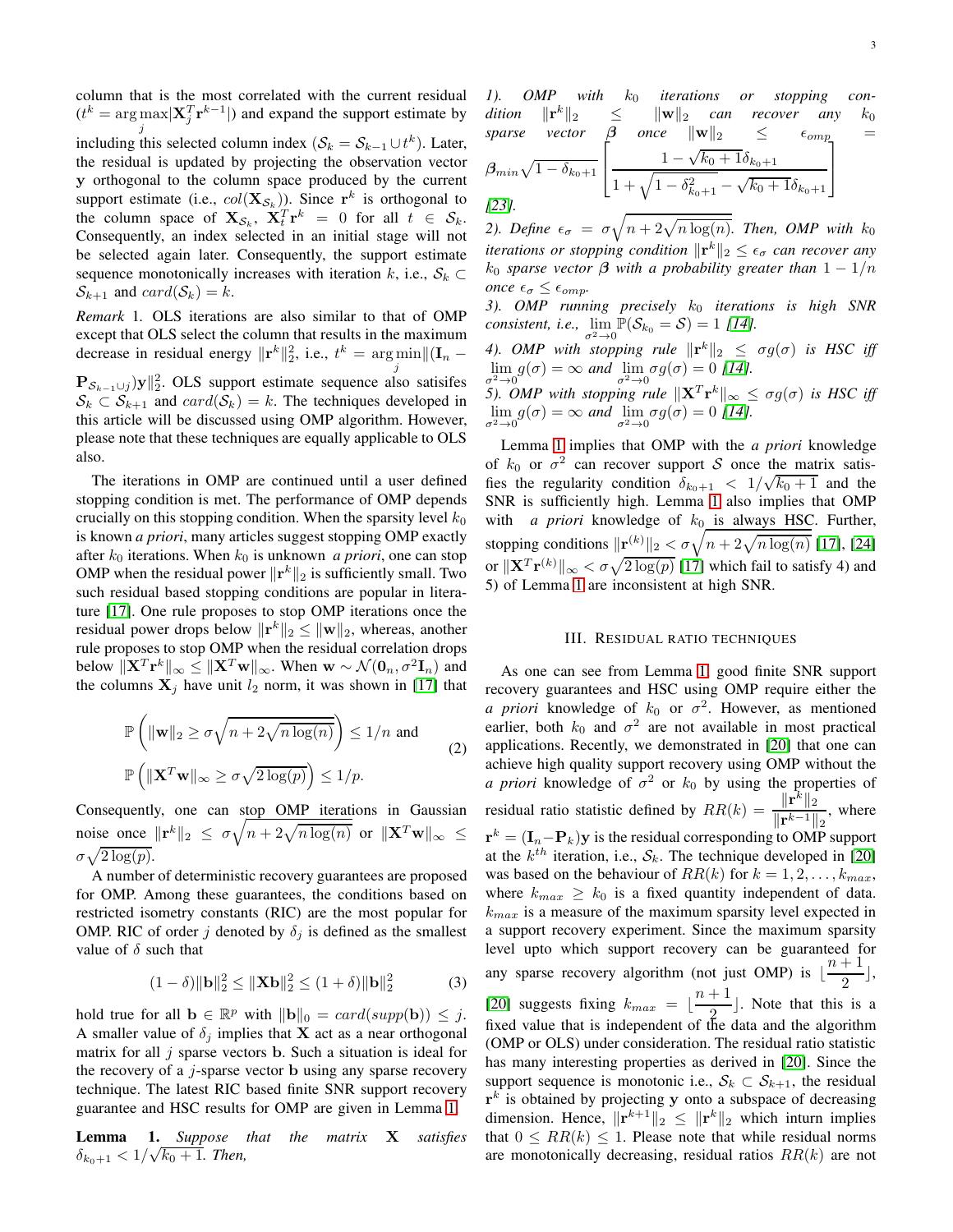column that is the most correlated with the current residual ($t^k = \arg\max_j |\mathbf{X}_j^T \mathbf{r}^{k-1}|$) and expand the support estimate by including this selected column index ($\mathcal{S}_k = \mathcal{S}_{k-1} \cup t^k$). Later, the residual is updated by projecting the observation vector $\mathbf{y}$ orthogonal to the column space produced by the current support estimate (i.e., $col(\mathbf{X}_{\mathcal{S}_k})$). Since $\mathbf{r}^k$ is orthogonal to the column space of $\mathbf{X}_{\mathcal{S}_k}$, $\mathbf{X}_t^T \mathbf{r}^k = 0$ for all $t \in \mathcal{S}_k$. Consequently, an index selected in an initial stage will not be selected again later. Consequently, the support estimate sequence monotonically increases with iteration $k$, i.e., $\mathcal{S}_k \subset \mathcal{S}_{k+1}$ and $card(\mathcal{S}_k) = k$.

*Remark* 1. OLS iterations are also similar to that of OMP except that OLS select the column that results in the maximum decrease in residual energy $\|\mathbf{r}^k\|_2^2$, i.e., $t^k = \arg\min_j \|(\mathbf{I}_n - \mathbf{P}_{\mathcal{S}_{k-1}\cup j})\mathbf{y}\|_2^2$. OLS support estimate sequence also satisifes $\mathcal{S}_k \subset \mathcal{S}_{k+1}$ and $card(\mathcal{S}_k) = k$. The techniques developed in this article will be discussed using OMP algorithm. However, please note that these techniques are equally applicable to OLS also.

The iterations in OMP are continued until a user defined stopping condition is met. The performance of OMP depends crucially on this stopping condition. When the sparsity level $k_0$ is known *a priori*, many articles suggest stopping OMP exactly after $k_0$ iterations. When $k_0$ is unknown *a priori*, one can stop OMP when the residual power $\|\mathbf{r}^k\|_2$ is sufficiently small. Two such residual based stopping conditions are popular in literature [17]. One rule proposes to stop OMP iterations once the residual power drops below $\|\mathbf{r}^k\|_2 \leq \|\mathbf{w}\|_2$, whereas, another rule proposes to stop OMP when the residual correlation drops below $\|\mathbf{X}^T\mathbf{r}^k\|_\infty \leq \|\mathbf{X}^T\mathbf{w}\|_\infty$. When $\mathbf{w} \sim \mathcal{N}(\mathbf{0}_n, \sigma^2\mathbf{I}_n)$ and the columns $\mathbf{X}_j$ have unit $l_2$ norm, it was shown in [17] that

$$\mathbb{P}\left(\|\mathbf{w}\|_2 \geq \sigma\sqrt{n + 2\sqrt{n\log(n)}}\right) \leq 1/n \text{ and}$$
$$\mathbb{P}\left(\|\mathbf{X}^T\mathbf{w}\|_\infty \geq \sigma\sqrt{2\log(p)}\right) \leq 1/p. \tag{2}$$

Consequently, one can stop OMP iterations in Gaussian noise once $\|\mathbf{r}^k\|_2 \leq \sigma\sqrt{n + 2\sqrt{n\log(n)}}$ or $\|\mathbf{X}^T\mathbf{w}\|_\infty \leq \sigma\sqrt{2\log(p)}$.

A number of deterministic recovery guarantees are proposed for OMP. Among these guarantees, the conditions based on restricted isometry constants (RIC) are the most popular for OMP. RIC of order $j$ denoted by $\delta_j$ is defined as the smallest value of $\delta$ such that

$$(1-\delta)\|\mathbf{b}\|_2^2 \leq \|\mathbf{X}\mathbf{b}\|_2^2 \leq (1+\delta)\|\mathbf{b}\|_2^2 \tag{3}$$

hold true for all $\mathbf{b} \in \mathbb{R}^p$ with $\|\mathbf{b}\|_0 = card(supp(\mathbf{b})) \leq j$. A smaller value of $\delta_j$ implies that $\mathbf{X}$ act as a near orthogonal matrix for all $j$ sparse vectors $\mathbf{b}$. Such a situation is ideal for the recovery of a $j$-sparse vector $\mathbf{b}$ using any sparse recovery technique. The latest RIC based finite SNR support recovery guarantee and HSC results for OMP are given in Lemma 1.

**Lemma 1.** *Suppose that the matrix $\mathbf{X}$ satisfies $\delta_{k_0+1} < 1/\sqrt{k_0+1}$. Then,*

*1). OMP with $k_0$ iterations or stopping condition $\|\mathbf{r}^k\|_2 \leq \|\mathbf{w}\|_2$ can recover any $k_0$ sparse vector $\boldsymbol{\beta}$ once $\|\mathbf{w}\|_2 \leq \epsilon_{omp} = \boldsymbol{\beta}_{min}\sqrt{1-\delta_{k_0+1}}\left[\dfrac{1-\sqrt{k_0+1}\delta_{k_0+1}}{1+\sqrt{1-\delta_{k_0+1}^2}-\sqrt{k_0+1}\delta_{k_0+1}}\right]$ [23].*
*2). Define $\epsilon_\sigma = \sigma\sqrt{n+2\sqrt{n\log(n)}}$. Then, OMP with $k_0$ iterations or stopping condition $\|\mathbf{r}^k\|_2 \leq \epsilon_\sigma$ can recover any $k_0$ sparse vector $\boldsymbol{\beta}$ with a probability greater than $1-1/n$ once $\epsilon_\sigma \leq \epsilon_{omp}$.*
*3). OMP running precisely $k_0$ iterations is high SNR consistent, i.e., $\lim_{\sigma^2\to 0}\mathbb{P}(\mathcal{S}_{k_0} = \mathcal{S}) = 1$ [14].*
*4). OMP with stopping rule $\|\mathbf{r}^k\|_2 \leq \sigma g(\sigma)$ is HSC iff $\lim_{\sigma^2\to 0} g(\sigma) = \infty$ and $\lim_{\sigma^2\to 0}\sigma g(\sigma) = 0$ [14].*
*5). OMP with stopping rule $\|\mathbf{X}^T\mathbf{r}^k\|_\infty \leq \sigma g(\sigma)$ is HSC iff $\lim_{\sigma^2\to 0} g(\sigma) = \infty$ and $\lim_{\sigma^2\to 0}\sigma g(\sigma) = 0$ [14].*

Lemma 1 implies that OMP with the *a priori* knowledge of $k_0$ or $\sigma^2$ can recover support $\mathcal{S}$ once the matrix satisfies the regularity condition $\delta_{k_0+1} < 1/\sqrt{k_0+1}$ and the SNR is sufficiently high. Lemma 1 also implies that OMP with *a priori* knowledge of $k_0$ is always HSC. Further, stopping conditions $\|\mathbf{r}^{(k)}\|_2 < \sigma\sqrt{n+2\sqrt{n\log(n)}}$ [17], [24] or $\|\mathbf{X}^T\mathbf{r}^{(k)}\|_\infty < \sigma\sqrt{2\log(p)}$ [17] which fail to satisfy 4) and 5) of Lemma 1 are inconsistent at high SNR.

## III. Residual ratio techniques

As one can see from Lemma 1, good finite SNR support recovery guarantees and HSC using OMP require either the *a priori* knowledge of $k_0$ or $\sigma^2$. However, as mentioned earlier, both $k_0$ and $\sigma^2$ are not available in most practical applications. Recently, we demonstrated in [20] that one can achieve high quality support recovery using OMP without the *a priori* knowledge of $\sigma^2$ or $k_0$ by using the properties of residual ratio statistic defined by $RR(k) = \dfrac{\|\mathbf{r}^k\|_2}{\|\mathbf{r}^{k-1}\|_2}$, where $\mathbf{r}^k = (\mathbf{I}_n - \mathbf{P}_k)\mathbf{y}$ is the residual corresponding to OMP support at the $k^{th}$ iteration, i.e., $\mathcal{S}_k$. The technique developed in [20] was based on the behaviour of $RR(k)$ for $k = 1, 2, \ldots, k_{max}$, where $k_{max} \geq k_0$ is a fixed quantity independent of data. $k_{max}$ is a measure of the maximum sparsity level expected in a support recovery experiment. Since the maximum sparsity level upto which support recovery can be guaranteed for any sparse recovery algorithm (not just OMP) is $\lfloor \frac{n+1}{2} \rfloor$, [20] suggests fixing $k_{max} = \lfloor \frac{n+1}{2} \rfloor$. Note that this is a fixed value that is independent of the data and the algorithm (OMP or OLS) under consideration. The residual ratio statistic has many interesting properties as derived in [20]. Since the support sequence is monotonic i.e., $\mathcal{S}_k \subset \mathcal{S}_{k+1}$, the residual $\mathbf{r}^k$ is obtained by projecting $\mathbf{y}$ onto a subspace of decreasing dimension. Hence, $\|\mathbf{r}^{k+1}\|_2 \leq \|\mathbf{r}^k\|_2$ which inturn implies that $0 \leq RR(k) \leq 1$. Please note that while residual norms are monotonically decreasing, residual ratios $RR(k)$ are not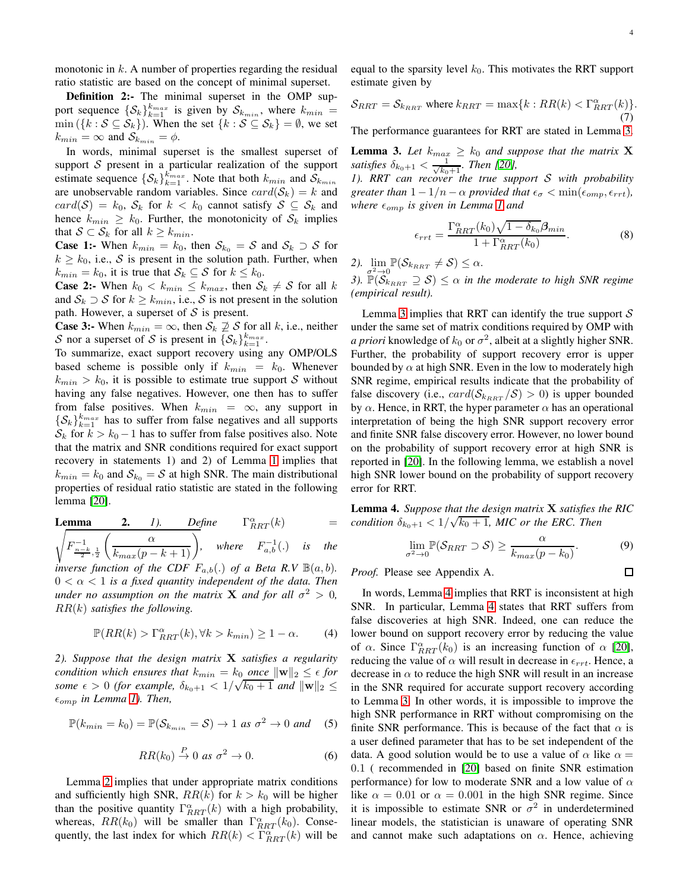monotonic in $k$. A number of properties regarding the residual ratio statistic are based on the concept of minimal superset.

**Definition 2:-** The minimal superset in the OMP support sequence $\{\mathcal{S}_k\}_{k=1}^{k_{max}}$ is given by $\mathcal{S}_{k_{min}}$, where $k_{min} = \min(\{k : \mathcal{S} \subseteq \mathcal{S}_k\})$. When the set $\{k : \mathcal{S} \subseteq \mathcal{S}_k\} = \emptyset$, we set $k_{min} = \infty$ and $\mathcal{S}_{k_{min}} = \phi$.

In words, minimal superset is the smallest superset of support $\mathcal{S}$ present in a particular realization of the support estimate sequence $\{\mathcal{S}_k\}_{k=1}^{k_{max}}$. Note that both $k_{min}$ and $\mathcal{S}_{k_{min}}$ are unobservable random variables. Since $card(\mathcal{S}_k) = k$ and $card(\mathcal{S}) = k_0$, $\mathcal{S}_k$ for $k < k_0$ cannot satisfy $\mathcal{S} \subseteq \mathcal{S}_k$ and hence $k_{min} \geq k_0$. Further, the monotonicity of $\mathcal{S}_k$ implies that $\mathcal{S} \subset \mathcal{S}_k$ for all $k \geq k_{min}$.

**Case 1:-** When $k_{min} = k_0$, then $\mathcal{S}_{k_0} = \mathcal{S}$ and $\mathcal{S}_k \supset \mathcal{S}$ for $k \geq k_0$, i.e., $\mathcal{S}$ is present in the solution path. Further, when $k_{min} = k_0$, it is true that $\mathcal{S}_k \subseteq \mathcal{S}$ for $k \leq k_0$.

**Case 2:-** When $k_0 < k_{min} \leq k_{max}$, then $\mathcal{S}_k \neq \mathcal{S}$ for all $k$ and $\mathcal{S}_k \supset \mathcal{S}$ for $k \geq k_{min}$, i.e., $\mathcal{S}$ is not present in the solution path. However, a superset of $\mathcal{S}$ is present.

**Case 3:-** When $k_{min} = \infty$, then $\mathcal{S}_k \not\supseteq \mathcal{S}$ for all $k$, i.e., neither $\mathcal{S}$ nor a superset of $\mathcal{S}$ is present in $\{\mathcal{S}_k\}_{k=1}^{k_{max}}$.

To summarize, exact support recovery using any OMP/OLS based scheme is possible only if $k_{min} = k_0$. Whenever $k_{min} > k_0$, it is possible to estimate true support $\mathcal{S}$ without having any false negatives. However, one then has to suffer from false positives. When $k_{min} = \infty$, any support in $\{\mathcal{S}_k\}_{k=1}^{k_{max}}$ has to suffer from false negatives and all supports $\mathcal{S}_k$ for $k > k_0 - 1$ has to suffer from false positives also. Note that the matrix and SNR conditions required for exact support recovery in statements 1) and 2) of Lemma 1 implies that $k_{min} = k_0$ and $\mathcal{S}_{k_0} = \mathcal{S}$ at high SNR. The main distributional properties of residual ratio statistic are stated in the following lemma [20].

**Lemma 2.** *1). Define* $\Gamma_{RRT}^{\alpha}(k) = \sqrt{F^{-1}_{\frac{n-k}{2},\frac{1}{2}}\left(\dfrac{\alpha}{k_{max}(p-k+1)}\right)}$, *where* $F^{-1}_{a,b}(.)$ *is the inverse function of the CDF* $F_{a,b}(.)$ *of a Beta R.V* $\mathbb{B}(a,b)$. $0 < \alpha < 1$ *is a fixed quantity independent of the data. Then under no assumption on the matrix* $\mathbf{X}$ *and for all* $\sigma^2 > 0$, $RR(k)$ *satisfies the following.*

$$\mathbb{P}(RR(k) > \Gamma_{RRT}^{\alpha}(k), \forall k > k_{min}) \geq 1 - \alpha. \tag{4}$$

*2). Suppose that the design matrix* $\mathbf{X}$ *satisfies a regularity condition which ensures that* $k_{min} = k_0$ *once* $\|\mathbf{w}\|_2 \leq \epsilon$ *for some* $\epsilon > 0$ *(for example,* $\delta_{k_0+1} < 1/\sqrt{k_0+1}$ *and* $\|\mathbf{w}\|_2 \leq \epsilon_{omp}$ *in Lemma 1). Then,*

$$\mathbb{P}(k_{min} = k_0) = \mathbb{P}(\mathcal{S}_{k_{min}} = \mathcal{S}) \rightarrow 1 \text{ as } \sigma^2 \rightarrow 0 \text{ and} \tag{5}$$

$$RR(k_0) \overset{P}{\rightarrow} 0 \text{ as } \sigma^2 \rightarrow 0. \tag{6}$$

Lemma 2 implies that under appropriate matrix conditions and sufficiently high SNR, $RR(k)$ for $k > k_0$ will be higher than the positive quantity $\Gamma_{RRT}^{\alpha}(k)$ with a high probability, whereas, $RR(k_0)$ will be smaller than $\Gamma_{RRT}^{\alpha}(k_0)$. Consequently, the last index for which $RR(k) < \Gamma_{RRT}^{\alpha}(k)$ will be equal to the sparsity level $k_0$. This motivates the RRT support estimate given by

$$\mathcal{S}_{RRT} = \mathcal{S}_{k_{RRT}} \text{ where } k_{RRT} = \max\{k : RR(k) < \Gamma_{RRT}^{\alpha}(k)\}. \tag{7}$$

The performance guarantees for RRT are stated in Lemma 3.

**Lemma 3.** *Let* $k_{max} \geq k_0$ *and suppose that the matrix* $\mathbf{X}$ *satisfies* $\delta_{k_0+1} < \frac{1}{\sqrt{k_0+1}}$. *Then [20],*

*1). RRT can recover the true support* $\mathcal{S}$ *with probability greater than* $1 - 1/n - \alpha$ *provided that* $\epsilon_{\sigma} < \min(\epsilon_{omp}, \epsilon_{rrt})$, *where* $\epsilon_{omp}$ *is given in Lemma 1 and*

$$\epsilon_{rrt} = \frac{\Gamma_{RRT}^{\alpha}(k_0)\sqrt{1-\delta_{k_0}}\beta_{min}}{1 + \Gamma_{RRT}^{\alpha}(k_0)}. \tag{8}$$

*2).* $\lim\limits_{\sigma^2 \rightarrow 0} \mathbb{P}(\mathcal{S}_{k_{RRT}} \neq \mathcal{S}) \leq \alpha$.

*3).* $\mathbb{P}(\mathcal{S}_{k_{RRT}} \supseteq \mathcal{S}) \leq \alpha$ *in the moderate to high SNR regime (empirical result).*

Lemma 3 implies that RRT can identify the true support $\mathcal{S}$ under the same set of matrix conditions required by OMP with *a priori* knowledge of $k_0$ or $\sigma^2$, albeit at a slightly higher SNR. Further, the probability of support recovery error is upper bounded by $\alpha$ at high SNR. Even in the low to moderately high SNR regime, empirical results indicate that the probability of false discovery (i.e., $card(\mathcal{S}_{k_{RRT}}/\mathcal{S}) > 0$) is upper bounded by $\alpha$. Hence, in RRT, the hyper parameter $\alpha$ has an operational interpretation of being the high SNR support recovery error and finite SNR false discovery error. However, no lower bound on the probability of support recovery error at high SNR is reported in [20]. In the following lemma, we establish a novel high SNR lower bound on the probability of support recovery error for RRT.

**Lemma 4.** *Suppose that the design matrix* $\mathbf{X}$ *satisfies the RIC condition* $\delta_{k_0+1} < 1/\sqrt{k_0+1}$, *MIC or the ERC. Then*

$$\lim_{\sigma^2 \rightarrow 0} \mathbb{P}(\mathcal{S}_{RRT} \supset \mathcal{S}) \geq \frac{\alpha}{k_{max}(p-k_0)}. \tag{9}$$

*Proof.* Please see Appendix A. ☐

In words, Lemma 4 implies that RRT is inconsistent at high SNR. In particular, Lemma 4 states that RRT suffers from false discoveries at high SNR. Indeed, one can reduce the lower bound on support recovery error by reducing the value of $\alpha$. Since $\Gamma_{RRT}^{\alpha}(k_0)$ is an increasing function of $\alpha$ [20], reducing the value of $\alpha$ will result in decrease in $\epsilon_{rrt}$. Hence, a decrease in $\alpha$ to reduce the high SNR will result in an increase in the SNR required for accurate support recovery according to Lemma 3. In other words, it is impossible to improve the high SNR performance in RRT without compromising on the finite SNR performance. This is because of the fact that $\alpha$ is a user defined parameter that has to be set independent of the data. A good solution would be to use a value of $\alpha$ like $\alpha = 0.1$ ( recommended in [20] based on finite SNR estimation performance) for low to moderate SNR and a low value of $\alpha$ like $\alpha = 0.01$ or $\alpha = 0.001$ in the high SNR regime. Since it is impossible to estimate SNR or $\sigma^2$ in underdetermined linear models, the statistician is unaware of operating SNR and cannot make such adaptations on $\alpha$. Hence, achieving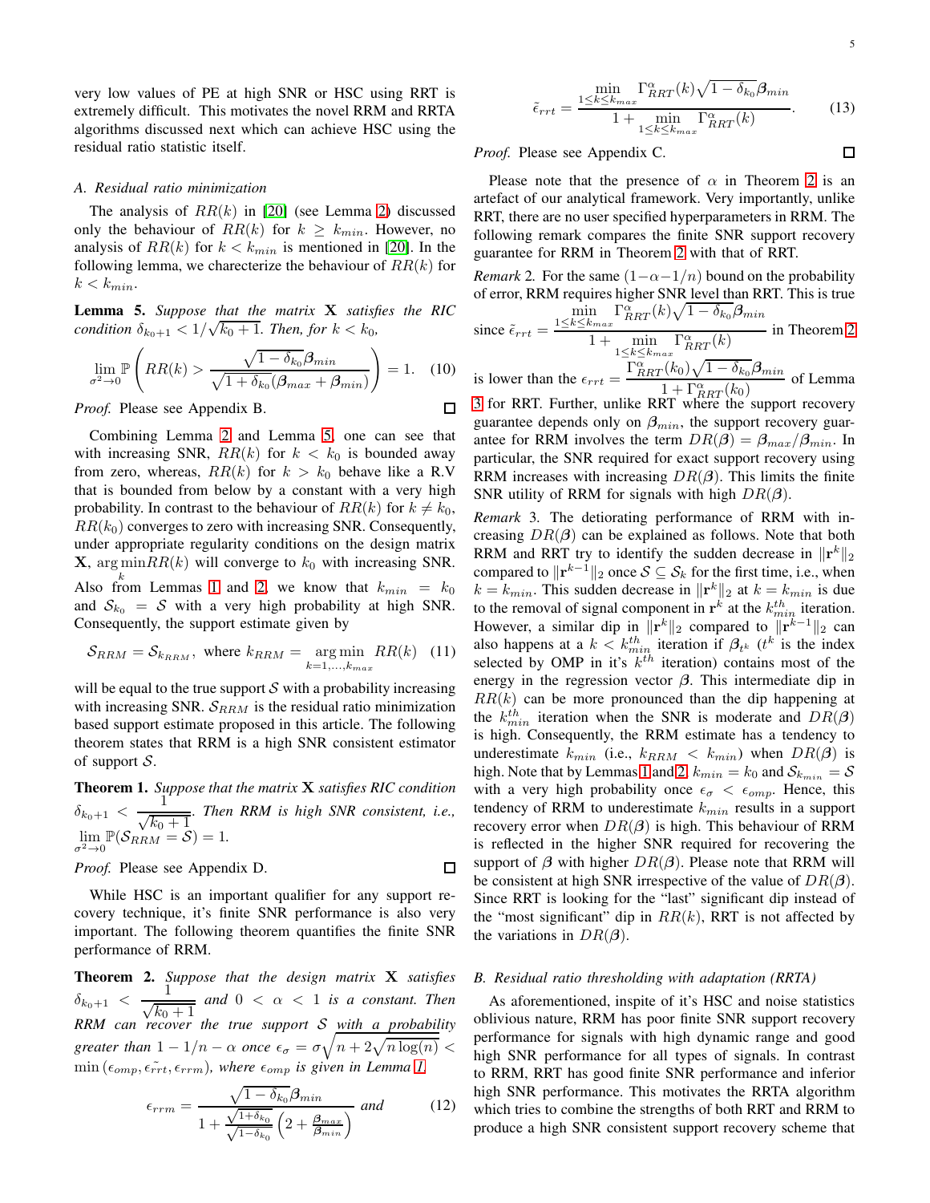very low values of PE at high SNR or HSC using RRT is extremely difficult. This motivates the novel RRM and RRTA algorithms discussed next which can achieve HSC using the residual ratio statistic itself.

### A. Residual ratio minimization

The analysis of $RR(k)$ in [20] (see Lemma 2) discussed only the behaviour of $RR(k)$ for $k \geq k_{min}$. However, no analysis of $RR(k)$ for $k < k_{min}$ is mentioned in [20]. In the following lemma, we charecterize the behaviour of $RR(k)$ for $k < k_{min}$.

**Lemma 5.** *Suppose that the matrix* $\mathbf{X}$ *satisfies the RIC condition* $\delta_{k_0+1} < 1/\sqrt{k_0+1}$. *Then, for* $k < k_0$,

$$\lim_{\sigma^2 \to 0} \mathbb{P}\left(RR(k) > \frac{\sqrt{1-\delta_{k_0}}\boldsymbol{\beta}_{min}}{\sqrt{1+\delta_{k_0}}(\boldsymbol{\beta}_{max}+\boldsymbol{\beta}_{min})}\right) = 1. \quad (10)$$

*Proof.* Please see Appendix B. □

Combining Lemma 2 and Lemma 5, one can see that with increasing SNR, $RR(k)$ for $k < k_0$ is bounded away from zero, whereas, $RR(k)$ for $k > k_0$ behave like a R.V that is bounded from below by a constant with a very high probability. In contrast to the behaviour of $RR(k)$ for $k \neq k_0$, $RR(k_0)$ converges to zero with increasing SNR. Consequently, under appropriate regularity conditions on the design matrix $\mathbf{X}$, $\underset{k}{\arg\min} RR(k)$ will converge to $k_0$ with increasing SNR. Also from Lemmas 1 and 2, we know that $k_{min} = k_0$ and $\mathcal{S}_{k_0} = \mathcal{S}$ with a very high probability at high SNR. Consequently, the support estimate given by

$$\mathcal{S}_{RRM} = \mathcal{S}_{k_{RRM}}, \text{ where } k_{RRM} = \underset{k=1,\dots,k_{max}}{\arg\min} RR(k) \quad (11)$$

will be equal to the true support $\mathcal{S}$ with a probability increasing with increasing SNR. $\mathcal{S}_{RRM}$ is the residual ratio minimization based support estimate proposed in this article. The following theorem states that RRM is a high SNR consistent estimator of support $\mathcal{S}$.

**Theorem 1.** *Suppose that the matrix* $\mathbf{X}$ *satisfies RIC condition* $\delta_{k_0+1} < \dfrac{1}{\sqrt{k_0+1}}$. *Then RRM is high SNR consistent, i.e.,* $\lim\limits_{\sigma^2 \to 0} \mathbb{P}(\mathcal{S}_{RRM} = \mathcal{S}) = 1$.

*Proof.* Please see Appendix D. □

While HSC is an important qualifier for any support recovery technique, it's finite SNR performance is also very important. The following theorem quantifies the finite SNR performance of RRM.

**Theorem 2.** *Suppose that the design matrix* $\mathbf{X}$ *satisfies* $\delta_{k_0+1} < \dfrac{1}{\sqrt{k_0+1}}$ *and* $0 < \alpha < 1$ *is a constant. Then RRM can recover the true support* $\mathcal{S}$ *with a probability greater than* $1 - 1/n - \alpha$ *once* $\epsilon_\sigma = \sigma\sqrt{n+2\sqrt{n\log(n)}} < \min(\epsilon_{omp}, \tilde{\epsilon_{rrt}}, \epsilon_{rrm})$, *where* $\epsilon_{omp}$ *is given in Lemma 1*

$$\epsilon_{rrm} = \frac{\sqrt{1-\delta_{k_0}}\boldsymbol{\beta}_{min}}{1+\frac{\sqrt{1+\delta_{k_0}}}{\sqrt{1-\delta_{k_0}}}\left(2+\frac{\boldsymbol{\beta}_{max}}{\boldsymbol{\beta}_{min}}\right)} \text{ and} \quad (12)$$

$$\tilde{\epsilon}_{rrt} = \frac{\min\limits_{1\leq k \leq k_{max}} \Gamma_{RRT}^{\alpha}(k)\sqrt{1-\delta_{k_0}}\boldsymbol{\beta}_{min}}{1+\min\limits_{1\leq k\leq k_{max}} \Gamma_{RRT}^{\alpha}(k)}. \quad (13)$$

*Proof.* Please see Appendix C. □

Please note that the presence of $\alpha$ in Theorem 2 is an artefact of our analytical framework. Very importantly, unlike RRT, there are no user specified hyperparameters in RRM. The following remark compares the finite SNR support recovery guarantee for RRM in Theorem 2 with that of RRT.

*Remark 2.* For the same $(1-\alpha-1/n)$ bound on the probability of error, RRM requires higher SNR level than RRT. This is true since $\tilde{\epsilon}_{rrt} = \dfrac{\min\limits_{1\leq k \leq k_{max}} \Gamma_{RRT}^{\alpha}(k)\sqrt{1-\delta_{k_0}}\boldsymbol{\beta}_{min}}{1+\min\limits_{1\leq k\leq k_{max}} \Gamma_{RRT}^{\alpha}(k)}$ in Theorem 2 is lower than the $\epsilon_{rrt} = \dfrac{\Gamma_{RRT}^{\alpha}(k_0)\sqrt{1-\delta_{k_0}}\boldsymbol{\beta}_{min}}{1+\Gamma_{RRT}^{\alpha}(k_0)}$ of Lemma 3 for RRT. Further, unlike RRT where the support recovery guarantee depends only on $\boldsymbol{\beta}_{min}$, the support recovery guarantee for RRM involves the term $DR(\boldsymbol{\beta}) = \boldsymbol{\beta}_{max}/\boldsymbol{\beta}_{min}$. In particular, the SNR required for exact support recovery using RRM increases with increasing $DR(\boldsymbol{\beta})$. This limits the finite SNR utility of RRM for signals with high $DR(\boldsymbol{\beta})$.

*Remark 3.* The detiorating performance of RRM with increasing $DR(\boldsymbol{\beta})$ can be explained as follows. Note that both RRM and RRT try to identify the sudden decrease in $\|\mathbf{r}^k\|_2$ compared to $\|\mathbf{r}^{k-1}\|_2$ once $\mathcal{S} \subseteq \mathcal{S}_k$ for the first time, i.e., when $k = k_{min}$. This sudden decrease in $\|\mathbf{r}^k\|_2$ at $k = k_{min}$ is due to the removal of signal component in $\mathbf{r}^k$ at the $k_{min}^{th}$ iteration. However, a similar dip in $\|\mathbf{r}^k\|_2$ compared to $\|\mathbf{r}^{k-1}\|_2$ can also happens at a $k < k_{min}^{th}$ iteration if $\boldsymbol{\beta}_{t^k}$ ($t^k$ is the index selected by OMP in it's $k^{th}$ iteration) contains most of the energy in the regression vector $\boldsymbol{\beta}$. This intermediate dip in $RR(k)$ can be more pronounced than the dip happening at the $k_{min}^{th}$ iteration when the SNR is moderate and $DR(\boldsymbol{\beta})$ is high. Consequently, the RRM estimate has a tendency to underestimate $k_{min}$ (i.e., $k_{RRM} < k_{min}$) when $DR(\boldsymbol{\beta})$ is high. Note that by Lemmas 1 and 2, $k_{min} = k_0$ and $\mathcal{S}_{k_{min}} = \mathcal{S}$ with a very high probability once $\epsilon_\sigma < \epsilon_{omp}$. Hence, this tendency of RRM to underestimate $k_{min}$ results in a support recovery error when $DR(\boldsymbol{\beta})$ is high. This behaviour of RRM is reflected in the higher SNR required for recovering the support of $\boldsymbol{\beta}$ with higher $DR(\boldsymbol{\beta})$. Please note that RRM will be consistent at high SNR irrespective of the value of $DR(\boldsymbol{\beta})$. Since RRT is looking for the "last" significant dip instead of the "most significant" dip in $RR(k)$, RRT is not affected by the variations in $DR(\boldsymbol{\beta})$.

### B. Residual ratio thresholding with adaptation (RRTA)

As aforementioned, inspite of it's HSC and noise statistics oblivious nature, RRM has poor finite SNR support recovery performance for signals with high dynamic range and good high SNR performance for all types of signals. In contrast to RRM, RRT has good finite SNR performance and inferior high SNR performance. This motivates the RRTA algorithm which tries to combine the strengths of both RRT and RRM to produce a high SNR consistent support recovery scheme that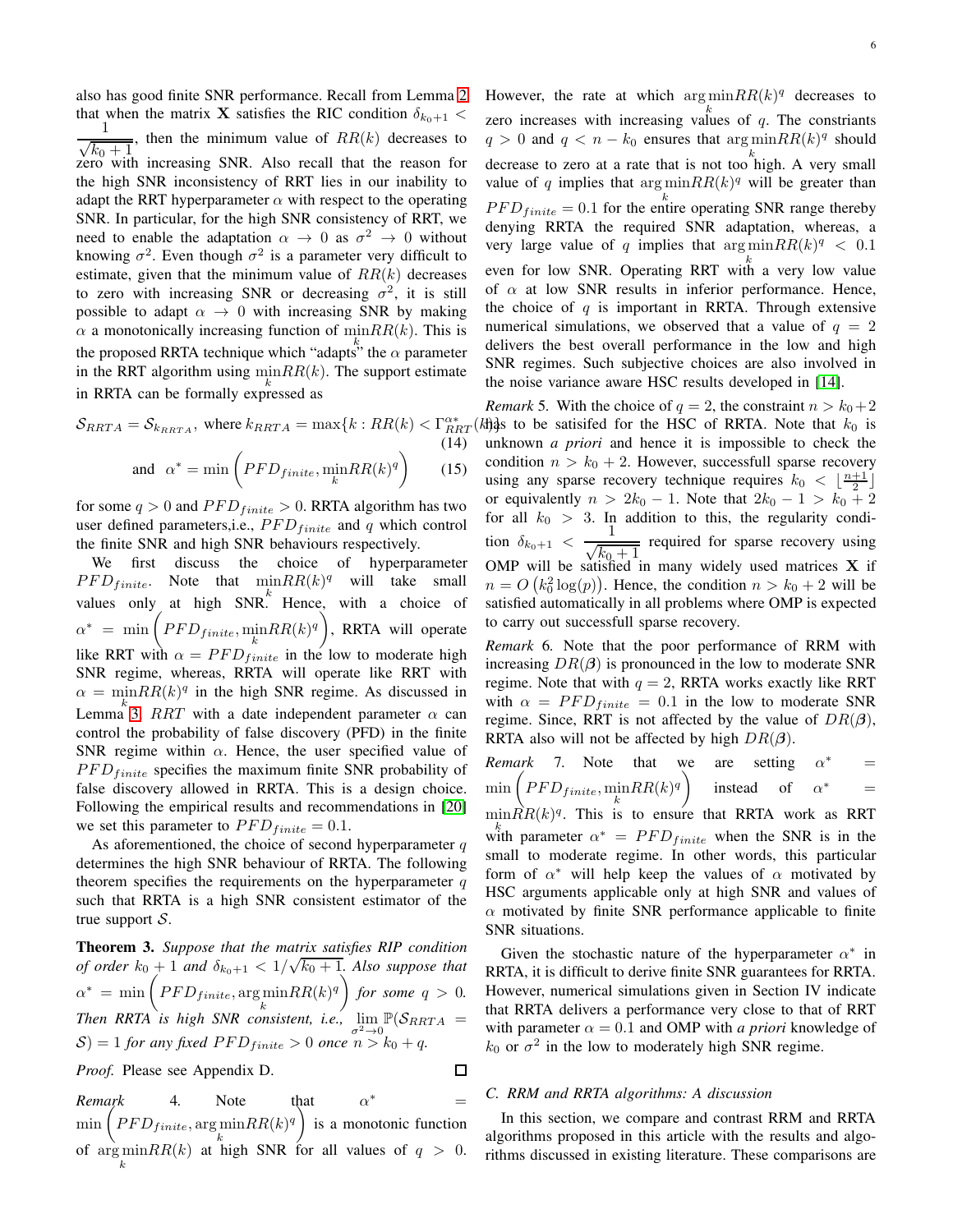also has good finite SNR performance. Recall from Lemma 2 that when the matrix $\mathbf{X}$ satisfies the RIC condition $\delta_{k_0+1} < \frac{1}{\sqrt{k_0+1}}$, then the minimum value of $RR(k)$ decreases to zero with increasing SNR. Also recall that the reason for the high SNR inconsistency of RRT lies in our inability to adapt the RRT hyperparameter $\alpha$ with respect to the operating SNR. In particular, for the high SNR consistency of RRT, we need to enable the adaptation $\alpha \rightarrow 0$ as $\sigma^2 \rightarrow 0$ without knowing $\sigma^2$. Even though $\sigma^2$ is a parameter very difficult to estimate, given that the minimum value of $RR(k)$ decreases to zero with increasing SNR or decreasing $\sigma^2$, it is still possible to adapt $\alpha \rightarrow 0$ with increasing SNR by making $\alpha$ a monotonically increasing function of $\underset{k}{\min} RR(k)$. This is the proposed RRTA technique which "adapts" the $\alpha$ parameter in the RRT algorithm using $\underset{k}{\min} RR(k)$. The support estimate in RRTA can be formally expressed as

$$\mathcal{S}_{RRTA} = \mathcal{S}_{k_{RRTA}}, \text{ where } k_{RRTA} = \max\{k : RR(k) < \Gamma_{RRT}^{\alpha^*}(k)\} \tag{14}$$

$$\text{and } \ \alpha^* = \min\left(PFD_{finite}, \underset{k}{\min} RR(k)^q\right) \tag{15}$$

for some $q > 0$ and $PFD_{finite} > 0$. RRTA algorithm has two user defined parameters,i.e., $PFD_{finite}$ and $q$ which control the finite SNR and high SNR behaviours respectively.

We first discuss the choice of hyperparameter $PFD_{finite}$. Note that $\underset{k}{\min} RR(k)^q$ will take small values only at high SNR. Hence, with a choice of $\alpha^* = \min\left(PFD_{finite}, \underset{k}{\min} RR(k)^q\right)$, RRTA will operate like RRT with $\alpha = PFD_{finite}$ in the low to moderate high SNR regime, whereas, RRTA will operate like RRT with $\alpha = \underset{k}{\min} RR(k)^q$ in the high SNR regime. As discussed in Lemma 3, $RRT$ with a date independent parameter $\alpha$ can control the probability of false discovery (PFD) in the finite SNR regime within $\alpha$. Hence, the user specified value of $PFD_{finite}$ specifies the maximum finite SNR probability of false discovery allowed in RRTA. This is a design choice. Following the empirical results and recommendations in [20] we set this parameter to $PFD_{finite} = 0.1$.

As aforementioned, the choice of second hyperparameter $q$ determines the high SNR behaviour of RRTA. The following theorem specifies the requirements on the hyperparameter $q$ such that RRTA is a high SNR consistent estimator of the true support $\mathcal{S}$.

**Theorem 3.** *Suppose that the matrix satisfies RIP condition of order $k_0+1$ and $\delta_{k_0+1} < 1/\sqrt{k_0+1}$. Also suppose that $\alpha^* = \min\left(PFD_{finite}, \arg\underset{k}{\min} RR(k)^q\right)$ for some $q > 0$. Then RRTA is high SNR consistent, i.e., $\underset{\sigma^2 \rightarrow 0}{\lim} \mathbb{P}(\mathcal{S}_{RRTA} = \mathcal{S}) = 1$ for any fixed $PFD_{finite} > 0$ once $n > k_0 + q$.*

*Proof.* Please see Appendix D. □

*Remark* 4. Note that $\alpha^* = \min\left(PFD_{finite}, \arg\underset{k}{\min} RR(k)^q\right)$ is a monotonic function of $\arg\underset{k}{\min} RR(k)$ at high SNR for all values of $q > 0$. However, the rate at which $\arg\underset{k}{\min} RR(k)^q$ decreases to zero increases with increasing values of $q$. The constriants $q > 0$ and $q < n - k_0$ ensures that $\arg\underset{k}{\min} RR(k)^q$ should decrease to zero at a rate that is not too high. A very small value of $q$ implies that $\arg\underset{k}{\min} RR(k)^q$ will be greater than $PFD_{finite} = 0.1$ for the entire operating SNR range thereby denying RRTA the required SNR adaptation, whereas, a very large value of $q$ implies that $\arg\underset{k}{\min} RR(k)^q < 0.1$ even for low SNR. Operating RRT with a very low value of $\alpha$ at low SNR results in inferior performance. Hence, the choice of $q$ is important in RRTA. Through extensive numerical simulations, we observed that a value of $q = 2$ delivers the best overall performance in the low and high SNR regimes. Such subjective choices are also involved in the noise variance aware HSC results developed in [14].

*Remark* 5. With the choice of $q = 2$, the constraint $n > k_0 + 2$ has to be satisifed for the HSC of RRTA. Note that $k_0$ is unknown *a priori* and hence it is impossible to check the condition $n > k_0 + 2$. However, successfull sparse recovery using any sparse recovery technique requires $k_0 < \lfloor \frac{n+1}{2} \rfloor$ or equivalently $n > 2k_0 - 1$. Note that $2k_0 - 1 > k_0 + 2$ for all $k_0 > 3$. In addition to this, the regularity condition $\delta_{k_0+1} < \frac{1}{\sqrt{k_0+1}}$ required for sparse recovery using OMP will be satisfied in many widely used matrices $\mathbf{X}$ if $n = O\left(k_0^2 \log(p)\right)$. Hence, the condition $n > k_0 + 2$ will be satisfied automatically in all problems where OMP is expected to carry out successfull sparse recovery.

*Remark* 6. Note that the poor performance of RRM with increasing $DR(\boldsymbol{\beta})$ is pronounced in the low to moderate SNR regime. Note that with $q = 2$, RRTA works exactly like RRT with $\alpha = PFD_{finite} = 0.1$ in the low to moderate SNR regime. Since, RRT is not affected by the value of $DR(\boldsymbol{\beta})$, RRTA also will not be affected by high $DR(\boldsymbol{\beta})$.

*Remark* 7. Note that we are setting $\alpha^* = \min\left(PFD_{finite}, \underset{k}{\min} RR(k)^q\right)$ instead of $\alpha^* = \underset{k}{\min} RR(k)^q$. This is to ensure that RRTA work as RRT with parameter $\alpha^* = PFD_{finite}$ when the SNR is in the small to moderate regime. In other words, this particular form of $\alpha^*$ will help keep the values of $\alpha$ motivated by HSC arguments applicable only at high SNR and values of $\alpha$ motivated by finite SNR performance applicable to finite SNR situations.

Given the stochastic nature of the hyperparameter $\alpha^*$ in RRTA, it is difficult to derive finite SNR guarantees for RRTA. However, numerical simulations given in Section IV indicate that RRTA delivers a performance very close to that of RRT with parameter $\alpha = 0.1$ and OMP with *a priori* knowledge of $k_0$ or $\sigma^2$ in the low to moderately high SNR regime.

### C. RRM and RRTA algorithms: A discussion

In this section, we compare and contrast RRM and RRTA algorithms proposed in this article with the results and algorithms discussed in existing literature. These comparisons are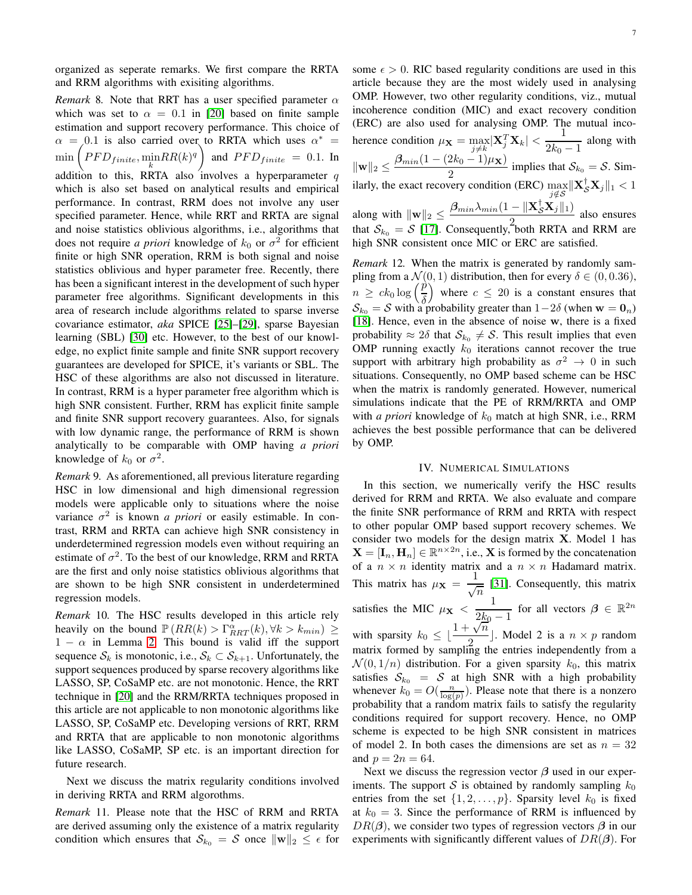organized as seperate remarks. We first compare the RRTA and RRM algorithms with exisiting algorithms.

*Remark 8.* Note that RRT has a user specified parameter $\alpha$ which was set to $\alpha = 0.1$ in [20] based on finite sample estimation and support recovery performance. This choice of $\alpha = 0.1$ is also carried over to RRTA which uses $\alpha^* = \min\left(PFD_{finite}, \underset{k}{\min} RR(k)^q\right)$ and $PFD_{finite} = 0.1$. In addition to this, RRTA also involves a hyperparameter $q$ which is also set based on analytical results and empirical performance. In contrast, RRM does not involve any user specified parameter. Hence, while RRT and RRTA are signal and noise statistics oblivious algorithms, i.e., algorithms that does not require *a priori* knowledge of $k_0$ or $\sigma^2$ for efficient finite or high SNR operation, RRM is both signal and noise statistics oblivious and hyper parameter free. Recently, there has been a significant interest in the development of such hyper parameter free algorithms. Significant developments in this area of research include algorithms related to sparse inverse covariance estimator, *aka* SPICE [25]–[29], sparse Bayesian learning (SBL) [30] etc. However, to the best of our knowledge, no explict finite sample and finite SNR support recovery guarantees are developed for SPICE, it's variants or SBL. The HSC of these algorithms are also not discussed in literature. In contrast, RRM is a hyper parameter free algorithm which is high SNR consistent. Further, RRM has explicit finite sample and finite SNR support recovery guarantees. Also, for signals with low dynamic range, the performance of RRM is shown analytically to be comparable with OMP having *a priori* knowledge of $k_0$ or $\sigma^2$.

*Remark 9.* As aforementioned, all previous literature regarding HSC in low dimensional and high dimensional regression models were applicable only to situations where the noise variance $\sigma^2$ is known *a priori* or easily estimable. In contrast, RRM and RRTA can achieve high SNR consistency in underdetermined regression models even without requiring an estimate of $\sigma^2$. To the best of our knowledge, RRM and RRTA are the first and only noise statistics oblivious algorithms that are shown to be high SNR consistent in underdetermined regression models.

*Remark 10.* The HSC results developed in this article rely heavily on the bound $\mathbb{P}\left(RR(k) > \Gamma_{RRT}^{\alpha}(k), \forall k > k_{min}\right) \geq 1 - \alpha$ in Lemma 2. This bound is valid iff the support sequence $\mathcal{S}_k$ is monotonic, i.e., $\mathcal{S}_k \subset \mathcal{S}_{k+1}$. Unfortunately, the support sequences produced by sparse recovery algorithms like LASSO, SP, CoSaMP etc. are not monotonic. Hence, the RRT technique in [20] and the RRM/RRTA techniques proposed in this article are not applicable to non monotonic algorithms like LASSO, SP, CoSaMP etc. Developing versions of RRT, RRM and RRTA that are applicable to non monotonic algorithms like LASSO, CoSaMP, SP etc. is an important direction for future research.

Next we discuss the matrix regularity conditions involved in deriving RRTA and RRM algorothms.

*Remark 11.* Please note that the HSC of RRM and RRTA are derived assuming only the existence of a matrix regularity condition which ensures that $\mathcal{S}_{k_0} = \mathcal{S}$ once $\|\mathbf{w}\|_2 \leq \epsilon$ for some $\epsilon > 0$. RIC based regularity conditions are used in this article because they are the most widely used in analysing OMP. However, two other regularity conditions, viz., mutual incoherence condition (MIC) and exact recovery condition (ERC) are also used for analysing OMP. The mutual incoherence condition $\mu_{\mathbf{X}} = \underset{j \neq k}{\max} |\mathbf{X}_j^T \mathbf{X}_k| < \dfrac{1}{2k_0 - 1}$ along with $\|\mathbf{w}\|_2 \leq \dfrac{\boldsymbol{\beta}_{min}(1 - (2k_0 - 1)\mu_{\mathbf{X}})}{2}$ implies that $\mathcal{S}_{k_0} = \mathcal{S}$. Similarly, the exact recovery condition (ERC) $\underset{j \notin \mathcal{S}}{\max} \|\mathbf{X}_{\mathcal{S}}^{\dagger} \mathbf{X}_j\|_1 < 1$ along with $\|\mathbf{w}\|_2 \leq \dfrac{\boldsymbol{\beta}_{min} \lambda_{min}(1 - \|\mathbf{X}_{\mathcal{S}}^{\dagger} \mathbf{X}_j\|_1)}{2}$ also ensures that $\mathcal{S}_{k_0} = \mathcal{S}$ [17]. Consequently, both RRTA and RRM are high SNR consistent once MIC or ERC are satisfied.

*Remark 12.* When the matrix is generated by randomly sampling from a $\mathcal{N}(0,1)$ distribution, then for every $\delta \in (0, 0.36)$, $n \geq ck_0 \log\left(\dfrac{p}{\delta}\right)$ where $c \leq 20$ is a constant ensures that $\mathcal{S}_{k_0} = \mathcal{S}$ with a probability greater than $1 - 2\delta$ (when $\mathbf{w} = \mathbf{0}_n$) [18]. Hence, even in the absence of noise $\mathbf{w}$, there is a fixed probability $\approx 2\delta$ that $\mathcal{S}_{k_0} \neq \mathcal{S}$. This result implies that even OMP running exactly $k_0$ iterations cannot recover the true support with arbitrary high probability as $\sigma^2 \rightarrow 0$ in such situations. Consequently, no OMP based scheme can be HSC when the matrix is randomly generated. However, numerical simulations indicate that the PE of RRM/RRTA and OMP with *a priori* knowledge of $k_0$ match at high SNR, i.e., RRM achieves the best possible performance that can be delivered by OMP.

## IV. Numerical Simulations

In this section, we numerically verify the HSC results derived for RRM and RRTA. We also evaluate and compare the finite SNR performance of RRM and RRTA with respect to other popular OMP based support recovery schemes. We consider two models for the design matrix $\mathbf{X}$. Model 1 has $\mathbf{X} = [\mathbf{I}_n, \mathbf{H}_n] \in \mathbb{R}^{n \times 2n}$, i.e., $\mathbf{X}$ is formed by the concatenation of a $n \times n$ identity matrix and a $n \times n$ Hadamard matrix. This matrix has $\mu_{\mathbf{X}} = \dfrac{1}{\sqrt{n}}$ [31]. Consequently, this matrix satisfies the MIC $\mu_{\mathbf{X}} < \dfrac{1}{2k_0 - 1}$ for all vectors $\boldsymbol{\beta} \in \mathbb{R}^{2n}$ with sparsity $k_0 \leq \lfloor \dfrac{1 + \sqrt{n}}{2} \rfloor$. Model 2 is a $n \times p$ random matrix formed by sampling the entries independently from a $\mathcal{N}(0, 1/n)$ distribution. For a given sparsity $k_0$, this matrix satisfies $\mathcal{S}_{k_0} = \mathcal{S}$ at high SNR with a high probability whenever $k_0 = O(\frac{n}{\log(p)})$. Please note that there is a nonzero probability that a random matrix fails to satisfy the regularity conditions required for support recovery. Hence, no OMP scheme is expected to be high SNR consistent in matrices of model 2. In both cases the dimensions are set as $n = 32$ and $p = 2n = 64$.

Next we discuss the regression vector $\boldsymbol{\beta}$ used in our experiments. The support $\mathcal{S}$ is obtained by randomly sampling $k_0$ entries from the set $\{1, 2, \ldots, p\}$. Sparsity level $k_0$ is fixed at $k_0 = 3$. Since the performance of RRM is influenced by $DR(\boldsymbol{\beta})$, we consider two types of regression vectors $\boldsymbol{\beta}$ in our experiments with significantly different values of $DR(\boldsymbol{\beta})$. For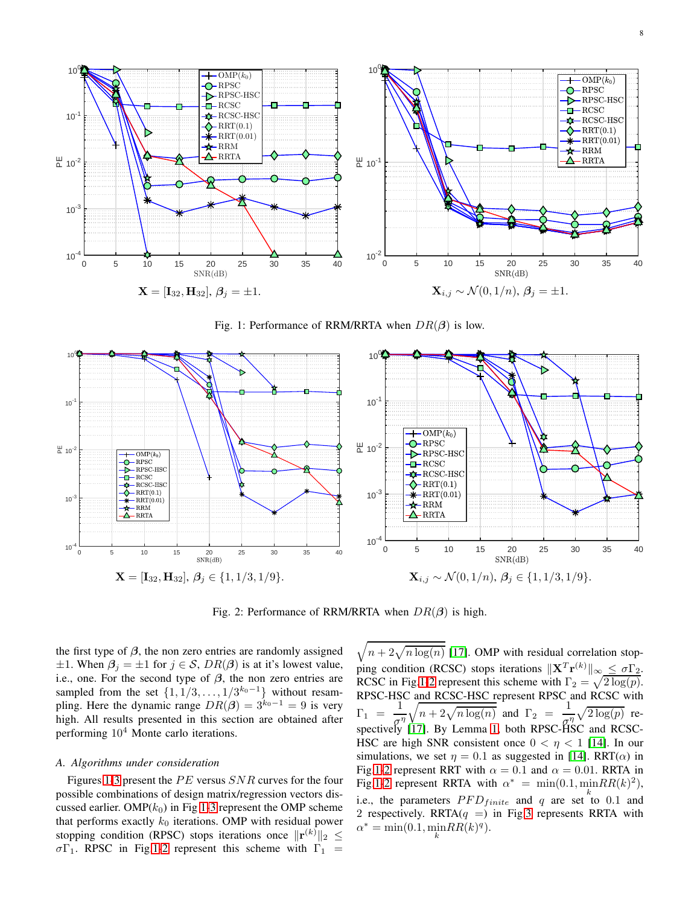$\mathbf{X} = [\mathbf{I}_{32}, \mathbf{H}_{32}]$, $\boldsymbol{\beta}_j = \pm 1$.

$\mathbf{X}_{i,j} \sim \mathcal{N}(0, 1/n)$, $\boldsymbol{\beta}_j = \pm 1$.

Fig. 1: Performance of RRM/RRTA when $DR(\boldsymbol{\beta})$ is low.

$\mathbf{X} = [\mathbf{I}_{32}, \mathbf{H}_{32}]$, $\boldsymbol{\beta}_j \in \{1, 1/3, 1/9\}$.

$\mathbf{X}_{i,j} \sim \mathcal{N}(0, 1/n)$, $\boldsymbol{\beta}_j \in \{1, 1/3, 1/9\}$.

Fig. 2: Performance of RRM/RRTA when $DR(\boldsymbol{\beta})$ is high.

the first type of $\boldsymbol{\beta}$, the non zero entries are randomly assigned $\pm 1$. When $\boldsymbol{\beta}_j = \pm 1$ for $j \in \mathcal{S}$, $DR(\boldsymbol{\beta})$ is at it's lowest value, i.e., one. For the second type of $\boldsymbol{\beta}$, the non zero entries are sampled from the set $\{1, 1/3, \ldots, 1/3^{k_0-1}\}$ without resampling. Here the dynamic range $DR(\boldsymbol{\beta}) = 3^{k_0-1} = 9$ is very high. All results presented in this section are obtained after performing $10^4$ Monte carlo iterations.

### A. Algorithms under consideration

Figures 1-3 present the $PE$ versus $SNR$ curves for the four possible combinations of design matrix/regression vectors discussed earlier. OMP($k_0$) in Fig 1-3 represent the OMP scheme that performs exactly $k_0$ iterations. OMP with residual power stopping condition (RPSC) stops iterations once $\|\mathbf{r}^{(k)}\|_2 \leq \sigma\Gamma_1$. RPSC in Fig 1-2 represent this scheme with $\Gamma_1 = \sqrt{n + 2\sqrt{n\log(n)}}$ [17]. OMP with residual correlation stopping condition (RCSC) stops iterations $\|\mathbf{X}^T\mathbf{r}^{(k)}\|_\infty \leq \sigma\Gamma_2$. RCSC in Fig 1-2 represent this scheme with $\Gamma_2 = \sqrt{2\log(p)}$. RPSC-HSC and RCSC-HSC represent RPSC and RCSC with $\Gamma_1 = \dfrac{1}{\sigma^\eta}\sqrt{n + 2\sqrt{n\log(n)}}$ and $\Gamma_2 = \dfrac{1}{\sigma^\eta}\sqrt{2\log(p)}$ respectively [17]. By Lemma 1, both RPSC-HSC and RCSC-HSC are high SNR consistent once $0 < \eta < 1$ [14]. In our simulations, we set $\eta = 0.1$ as suggested in [14]. RRT($\alpha$) in Fig 1-2 represent RRT with $\alpha = 0.1$ and $\alpha = 0.01$. RRTA in Fig 1-2 represent RRTA with $\alpha^* = \min(0.1, \min\limits_k RR(k)^2)$, i.e., the parameters $PFD_{finite}$ and $q$ are set to 0.1 and 2 respectively. RRTA($q$ =) in Fig 3 represents RRTA with $\alpha^* = \min(0.1, \min\limits_k RR(k)^q)$.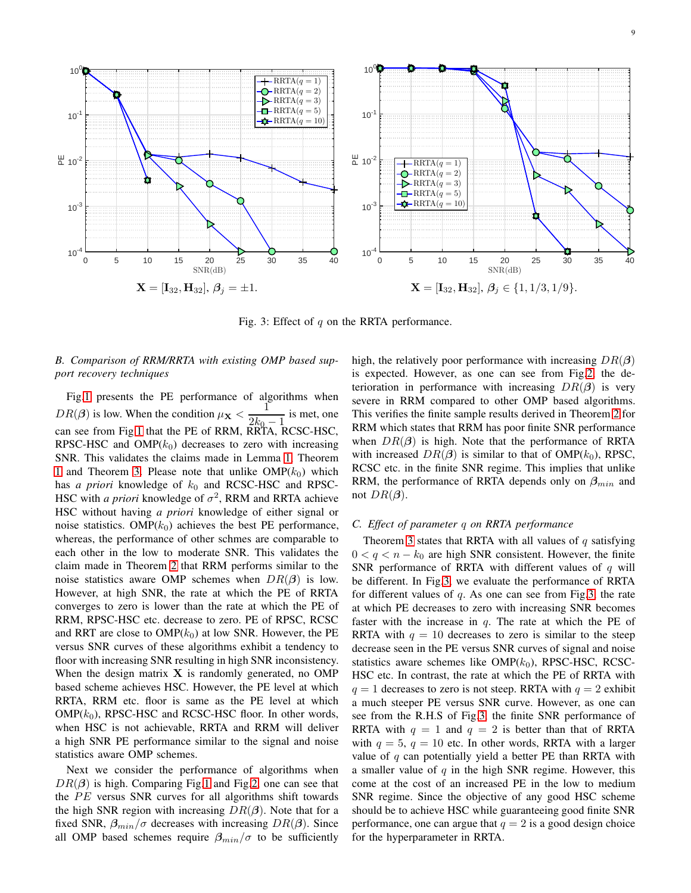$\mathbf{X} = [\mathbf{I}_{32}, \mathbf{H}_{32}]$, $\boldsymbol{\beta}_j = \pm 1$.

$\mathbf{X} = [\mathbf{I}_{32}, \mathbf{H}_{32}]$, $\boldsymbol{\beta}_j \in \{1, 1/3, 1/9\}$.

Fig. 3: Effect of $q$ on the RRTA performance.

### *B. Comparison of RRM/RRTA with existing OMP based support recovery techniques*

Fig 1 presents the PE performance of algorithms when $DR(\boldsymbol{\beta})$ is low. When the condition $\mu_{\mathbf{X}} < \dfrac{1}{2k_0 - 1}$ is met, one can see from Fig 1 that the PE of RRM, RRTA, RCSC-HSC, RPSC-HSC and OMP($k_0$) decreases to zero with increasing SNR. This validates the claims made in Lemma 1, Theorem 1 and Theorem 3. Please note that unlike OMP($k_0$) which has *a priori* knowledge of $k_0$ and RCSC-HSC and RPSC-HSC with *a priori* knowledge of $\sigma^2$, RRM and RRTA achieve HSC without having *a priori* knowledge of either signal or noise statistics. OMP($k_0$) achieves the best PE performance, whereas, the performance of other schmes are comparable to each other in the low to moderate SNR. This validates the claim made in Theorem 2 that RRM performs similar to the noise statistics aware OMP schemes when $DR(\boldsymbol{\beta})$ is low. However, at high SNR, the rate at which the PE of RRTA converges to zero is lower than the rate at which the PE of RRM, RPSC-HSC etc. decrease to zero. PE of RPSC, RCSC and RRT are close to OMP($k_0$) at low SNR. However, the PE versus SNR curves of these algorithms exhibit a tendency to floor with increasing SNR resulting in high SNR inconsistency. When the design matrix $\mathbf{X}$ is randomly generated, no OMP based scheme achieves HSC. However, the PE level at which RRTA, RRM etc. floor is same as the PE level at which OMP($k_0$), RPSC-HSC and RCSC-HSC floor. In other words, when HSC is not achievable, RRTA and RRM will deliver a high SNR PE performance similar to the signal and noise statistics aware OMP schemes.

Next we consider the performance of algorithms when $DR(\boldsymbol{\beta})$ is high. Comparing Fig 1 and Fig 2, one can see that the $PE$ versus SNR curves for all algorithms shift towards the high SNR region with increasing $DR(\boldsymbol{\beta})$. Note that for a fixed SNR, $\boldsymbol{\beta}_{min}/\sigma$ decreases with increasing $DR(\boldsymbol{\beta})$. Since all OMP based schemes require $\boldsymbol{\beta}_{min}/\sigma$ to be sufficiently high, the relatively poor performance with increasing $DR(\boldsymbol{\beta})$ is expected. However, as one can see from Fig 2, the deterioration in performance with increasing $DR(\boldsymbol{\beta})$ is very severe in RRM compared to other OMP based algorithms. This verifies the finite sample results derived in Theorem 2 for RRM which states that RRM has poor finite SNR performance when $DR(\boldsymbol{\beta})$ is high. Note that the performance of RRTA with increased $DR(\boldsymbol{\beta})$ is similar to that of OMP($k_0$), RPSC, RCSC etc. in the finite SNR regime. This implies that unlike RRM, the performance of RRTA depends only on $\boldsymbol{\beta}_{min}$ and not $DR(\boldsymbol{\beta})$.

### *C. Effect of parameter q on RRTA performance*

Theorem 3 states that RRTA with all values of $q$ satisfying $0 < q < n - k_0$ are high SNR consistent. However, the finite SNR performance of RRTA with different values of $q$ will be different. In Fig 3, we evaluate the performance of RRTA for different values of $q$. As one can see from Fig 3, the rate at which PE decreases to zero with increasing SNR becomes faster with the increase in $q$. The rate at which the PE of RRTA with $q = 10$ decreases to zero is similar to the steep decrease seen in the PE versus SNR curves of signal and noise statistics aware schemes like OMP($k_0$), RPSC-HSC, RCSC-HSC etc. In contrast, the rate at which the PE of RRTA with $q = 1$ decreases to zero is not steep. RRTA with $q = 2$ exhibit a much steeper PE versus SNR curve. However, as one can see from the R.H.S of Fig 3, the finite SNR performance of RRTA with $q = 1$ and $q = 2$ is better than that of RRTA with $q = 5$, $q = 10$ etc. In other words, RRTA with a larger value of $q$ can potentially yield a better PE than RRTA with a smaller value of $q$ in the high SNR regime. However, this come at the cost of an increased PE in the low to medium SNR regime. Since the objective of any good HSC scheme should be to achieve HSC while guaranteeing good finite SNR performance, one can argue that $q = 2$ is a good design choice for the hyperparameter in RRTA.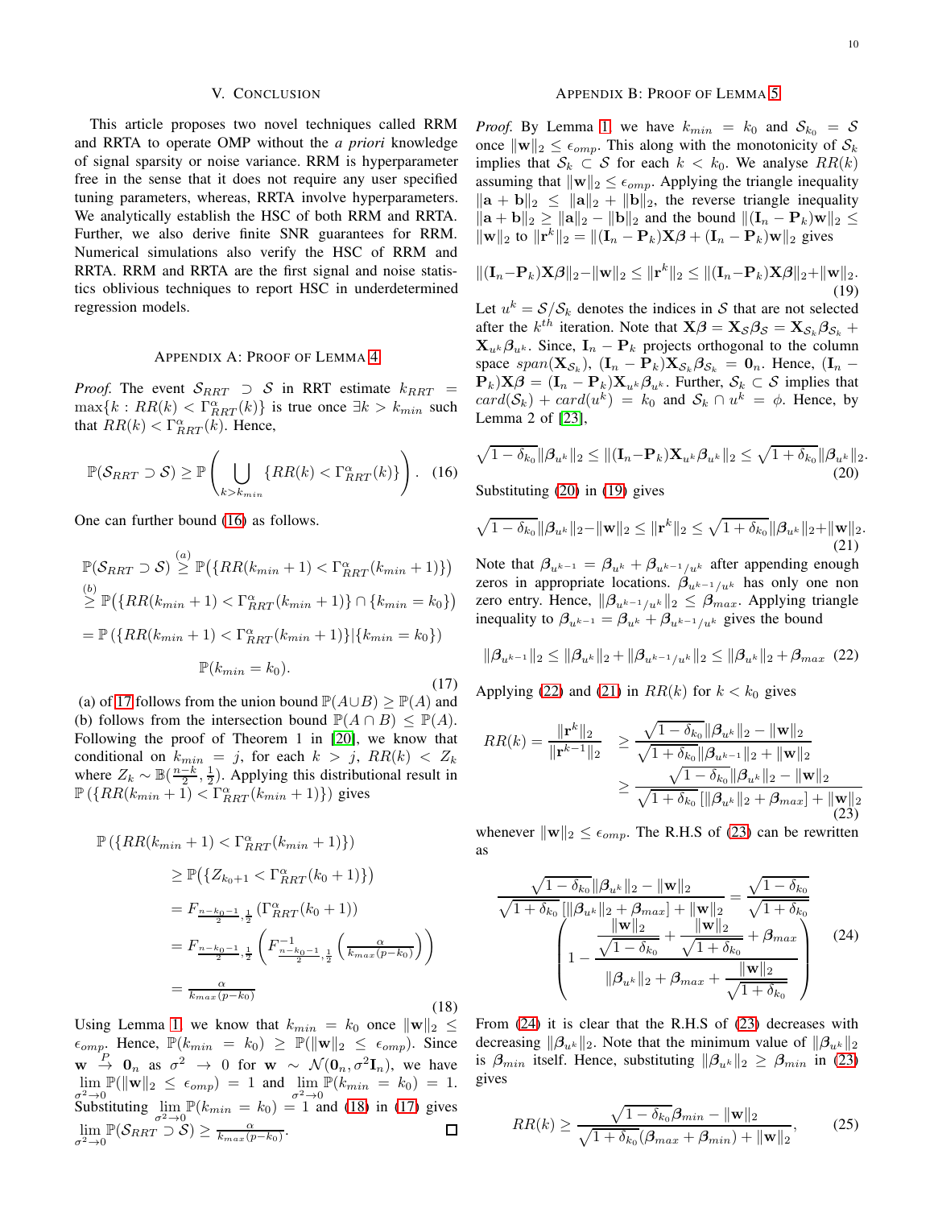## V. Conclusion

This article proposes two novel techniques called RRM and RRTA to operate OMP without the *a priori* knowledge of signal sparsity or noise variance. RRM is hyperparameter free in the sense that it does not require any user specified tuning parameters, whereas, RRTA involve hyperparameters. We analytically establish the HSC of both RRM and RRTA. Further, we also derive finite SNR guarantees for RRM. Numerical simulations also verify the HSC of RRM and RRTA. RRM and RRTA are the first signal and noise statistics oblivious techniques to report HSC in underdetermined regression models.

## Appendix A: Proof of Lemma 4

*Proof.* The event $\mathcal{S}_{RRT} \supset \mathcal{S}$ in RRT estimate $k_{RRT} = \max\{k : RR(k) < \Gamma^{\alpha}_{RRT}(k)\}$ is true once $\exists k > k_{min}$ such that $RR(k) < \Gamma^{\alpha}_{RRT}(k)$. Hence,

$$\mathbb{P}(\mathcal{S}_{RRT} \supset \mathcal{S}) \geq \mathbb{P}\left(\bigcup_{k > k_{min}} \{RR(k) < \Gamma^{\alpha}_{RRT}(k)\}\right). \quad (16)$$

One can further bound (16) as follows.

$$\begin{aligned}
\mathbb{P}(\mathcal{S}_{RRT} \supset \mathcal{S}) &\overset{(a)}{\geq} \mathbb{P}\big(\{RR(k_{min}+1) < \Gamma^{\alpha}_{RRT}(k_{min}+1)\}\big) \\
&\overset{(b)}{\geq} \mathbb{P}\big(\{RR(k_{min}+1) < \Gamma^{\alpha}_{RRT}(k_{min}+1)\} \cap \{k_{min} = k_0\}\big) \\
&= \mathbb{P}\left(\{RR(k_{min}+1) < \Gamma^{\alpha}_{RRT}(k_{min}+1)\} | \{k_{min} = k_0\}\right) \\
&\qquad \mathbb{P}(k_{min} = k_0).
\end{aligned} \quad (17)$$

(a) of 17 follows from the union bound $\mathbb{P}(A \cup B) \geq \mathbb{P}(A)$ and (b) follows from the intersection bound $\mathbb{P}(A \cap B) \leq \mathbb{P}(A)$. Following the proof of Theorem 1 in [20], we know that conditional on $k_{min} = j$, for each $k > j$, $RR(k) < Z_k$ where $Z_k \sim \mathbb{B}(\frac{n-k}{2}, \frac{1}{2})$. Applying this distributional result in $\mathbb{P}\left(\{RR(k_{min}+1) < \Gamma^{\alpha}_{RRT}(k_{min}+1)\}\right)$ gives

$$\begin{aligned}
\mathbb{P}&\left(\{RR(k_{min}+1) < \Gamma^{\alpha}_{RRT}(k_{min}+1)\}\right) \\
&\geq \mathbb{P}\big(\{Z_{k_0+1} < \Gamma^{\alpha}_{RRT}(k_0+1)\}\big) \\
&= F_{\frac{n-k_0-1}{2},\frac{1}{2}}\left(\Gamma^{\alpha}_{RRT}(k_0+1)\right) \\
&= F_{\frac{n-k_0-1}{2},\frac{1}{2}}\left(F^{-1}_{\frac{n-k_0-1}{2},\frac{1}{2}}\left(\frac{\alpha}{k_{max}(p-k_0)}\right)\right) \\
&= \frac{\alpha}{k_{max}(p-k_0)}
\end{aligned} \quad (18)$$

Using Lemma 1, we know that $k_{min} = k_0$ once $\|\mathbf{w}\|_2 \leq \epsilon_{omp}$. Hence, $\mathbb{P}(k_{min} = k_0) \geq \mathbb{P}(\|\mathbf{w}\|_2 \leq \epsilon_{omp})$. Since $\mathbf{w} \overset{P}{\rightarrow} \mathbf{0}_n$ as $\sigma^2 \rightarrow 0$ for $\mathbf{w} \sim \mathcal{N}(\mathbf{0}_n, \sigma^2\mathbf{I}_n)$, we have $\lim\limits_{\sigma^2 \rightarrow 0} \mathbb{P}(\|\mathbf{w}\|_2 \leq \epsilon_{omp}) = 1$ and $\lim\limits_{\sigma^2 \rightarrow 0} \mathbb{P}(k_{min} = k_0) = 1$. Substituting $\lim\limits_{\sigma^2 \rightarrow 0} \mathbb{P}(k_{min} = k_0) = 1$ and (18) in (17) gives $\lim\limits_{\sigma^2 \rightarrow 0} \mathbb{P}(\mathcal{S}_{RRT} \supset \mathcal{S}) \geq \frac{\alpha}{k_{max}(p-k_0)}$. □

## Appendix B: Proof of Lemma 5

*Proof.* By Lemma 1, we have $k_{min} = k_0$ and $\mathcal{S}_{k_0} = \mathcal{S}$ once $\|\mathbf{w}\|_2 \leq \epsilon_{omp}$. This along with the monotonicity of $\mathcal{S}_k$ implies that $\mathcal{S}_k \subset \mathcal{S}$ for each $k < k_0$. We analyse $RR(k)$ assuming that $\|\mathbf{w}\|_2 \leq \epsilon_{omp}$. Applying the triangle inequality $\|\mathbf{a}+\mathbf{b}\|_2 \leq \|\mathbf{a}\|_2 + \|\mathbf{b}\|_2$, the reverse triangle inequality $\|\mathbf{a}+\mathbf{b}\|_2 \geq \|\mathbf{a}\|_2 - \|\mathbf{b}\|_2$ and the bound $\|(\mathbf{I}_n - \mathbf{P}_k)\mathbf{w}\|_2 \leq \|\mathbf{w}\|_2$ to $\|\mathbf{r}^k\|_2 = \|(\mathbf{I}_n - \mathbf{P}_k)\mathbf{X}\boldsymbol{\beta} + (\mathbf{I}_n - \mathbf{P}_k)\mathbf{w}\|_2$ gives

$$\|(\mathbf{I}_n - \mathbf{P}_k)\mathbf{X}\boldsymbol{\beta}\|_2 - \|\mathbf{w}\|_2 \leq \|\mathbf{r}^k\|_2 \leq \|(\mathbf{I}_n - \mathbf{P}_k)\mathbf{X}\boldsymbol{\beta}\|_2 + \|\mathbf{w}\|_2. \quad (19)$$

Let $u^k = \mathcal{S}/\mathcal{S}_k$ denotes the indices in $\mathcal{S}$ that are not selected after the $k^{th}$ iteration. Note that $\mathbf{X}\boldsymbol{\beta} = \mathbf{X}_{\mathcal{S}}\boldsymbol{\beta}_{\mathcal{S}} = \mathbf{X}_{\mathcal{S}_k}\boldsymbol{\beta}_{\mathcal{S}_k} + \mathbf{X}_{u^k}\boldsymbol{\beta}_{u^k}$. Since, $\mathbf{I}_n - \mathbf{P}_k$ projects orthogonal to the column space $span(\mathbf{X}_{\mathcal{S}_k})$, $(\mathbf{I}_n - \mathbf{P}_k)\mathbf{X}_{\mathcal{S}_k}\boldsymbol{\beta}_{\mathcal{S}_k} = \mathbf{0}_n$. Hence, $(\mathbf{I}_n - \mathbf{P}_k)\mathbf{X}\boldsymbol{\beta} = (\mathbf{I}_n - \mathbf{P}_k)\mathbf{X}_{u^k}\boldsymbol{\beta}_{u^k}$. Further, $\mathcal{S}_k \subset \mathcal{S}$ implies that $card(\mathcal{S}_k) + card(u^k) = k_0$ and $\mathcal{S}_k \cap u^k = \phi$. Hence, by Lemma 2 of [23],

$$\sqrt{1-\delta_{k_0}}\|\boldsymbol{\beta}_{u^k}\|_2 \leq \|(\mathbf{I}_n - \mathbf{P}_k)\mathbf{X}_{u^k}\boldsymbol{\beta}_{u^k}\|_2 \leq \sqrt{1+\delta_{k_0}}\|\boldsymbol{\beta}_{u^k}\|_2. \quad (20)$$

Substituting (20) in (19) gives

$$\sqrt{1-\delta_{k_0}}\|\boldsymbol{\beta}_{u^k}\|_2 - \|\mathbf{w}\|_2 \leq \|\mathbf{r}^k\|_2 \leq \sqrt{1+\delta_{k_0}}\|\boldsymbol{\beta}_{u^k}\|_2 + \|\mathbf{w}\|_2. \quad (21)$$

Note that $\boldsymbol{\beta}_{u^{k-1}} = \boldsymbol{\beta}_{u^k} + \boldsymbol{\beta}_{u^{k-1}/u^k}$ after appending enough zeros in appropriate locations. $\boldsymbol{\beta}_{u^{k-1}/u^k}$ has only one non zero entry. Hence, $\|\boldsymbol{\beta}_{u^{k-1}/u^k}\|_2 \leq \boldsymbol{\beta}_{max}$. Applying triangle inequality to $\boldsymbol{\beta}_{u^{k-1}} = \boldsymbol{\beta}_{u^k} + \boldsymbol{\beta}_{u^{k-1}/u^k}$ gives the bound

$$\|\boldsymbol{\beta}_{u^{k-1}}\|_2 \leq \|\boldsymbol{\beta}_{u^k}\|_2 + \|\boldsymbol{\beta}_{u^{k-1}/u^k}\|_2 \leq \|\boldsymbol{\beta}_{u^k}\|_2 + \boldsymbol{\beta}_{max} \quad (22)$$

Applying (22) and (21) in $RR(k)$ for $k < k_0$ gives

$$\begin{aligned}
RR(k) = \frac{\|\mathbf{r}^k\|_2}{\|\mathbf{r}^{k-1}\|_2} &\geq \frac{\sqrt{1-\delta_{k_0}}\|\boldsymbol{\beta}_{u^k}\|_2 - \|\mathbf{w}\|_2}{\sqrt{1+\delta_{k_0}}\|\boldsymbol{\beta}_{u^{k-1}}\|_2 + \|\mathbf{w}\|_2} \\
&\geq \frac{\sqrt{1-\delta_{k_0}}\|\boldsymbol{\beta}_{u^k}\|_2 - \|\mathbf{w}\|_2}{\sqrt{1+\delta_{k_0}}\left[\|\boldsymbol{\beta}_{u^k}\|_2 + \boldsymbol{\beta}_{max}\right] + \|\mathbf{w}\|_2}
\end{aligned} \quad (23)$$

whenever $\|\mathbf{w}\|_2 \leq \epsilon_{omp}$. The R.H.S of (23) can be rewritten as

$$\frac{\sqrt{1-\delta_{k_0}}\|\boldsymbol{\beta}_{u^k}\|_2 - \|\mathbf{w}\|_2}{\sqrt{1+\delta_{k_0}}\left[\|\boldsymbol{\beta}_{u^k}\|_2 + \boldsymbol{\beta}_{max}\right] + \|\mathbf{w}\|_2} = \frac{\sqrt{1-\delta_{k_0}}}{\sqrt{1+\delta_{k_0}}}\left(1 - \frac{\frac{\|\mathbf{w}\|_2}{\sqrt{1-\delta_{k_0}}} + \frac{\|\mathbf{w}\|_2}{\sqrt{1+\delta_{k_0}}} + \boldsymbol{\beta}_{max}}{\|\boldsymbol{\beta}_{u^k}\|_2 + \boldsymbol{\beta}_{max} + \frac{\|\mathbf{w}\|_2}{\sqrt{1+\delta_{k_0}}}}\right) \quad (24)$$

From (24) it is clear that the R.H.S of (23) decreases with decreasing $\|\boldsymbol{\beta}_{u^k}\|_2$. Note that the minimum value of $\|\boldsymbol{\beta}_{u^k}\|_2$ is $\boldsymbol{\beta}_{min}$ itself. Hence, substituting $\|\boldsymbol{\beta}_{u^k}\|_2 \geq \boldsymbol{\beta}_{min}$ in (23) gives

$$RR(k) \geq \frac{\sqrt{1-\delta_{k_0}}\boldsymbol{\beta}_{min} - \|\mathbf{w}\|_2}{\sqrt{1+\delta_{k_0}}(\boldsymbol{\beta}_{max} + \boldsymbol{\beta}_{min}) + \|\mathbf{w}\|_2}, \quad (25)$$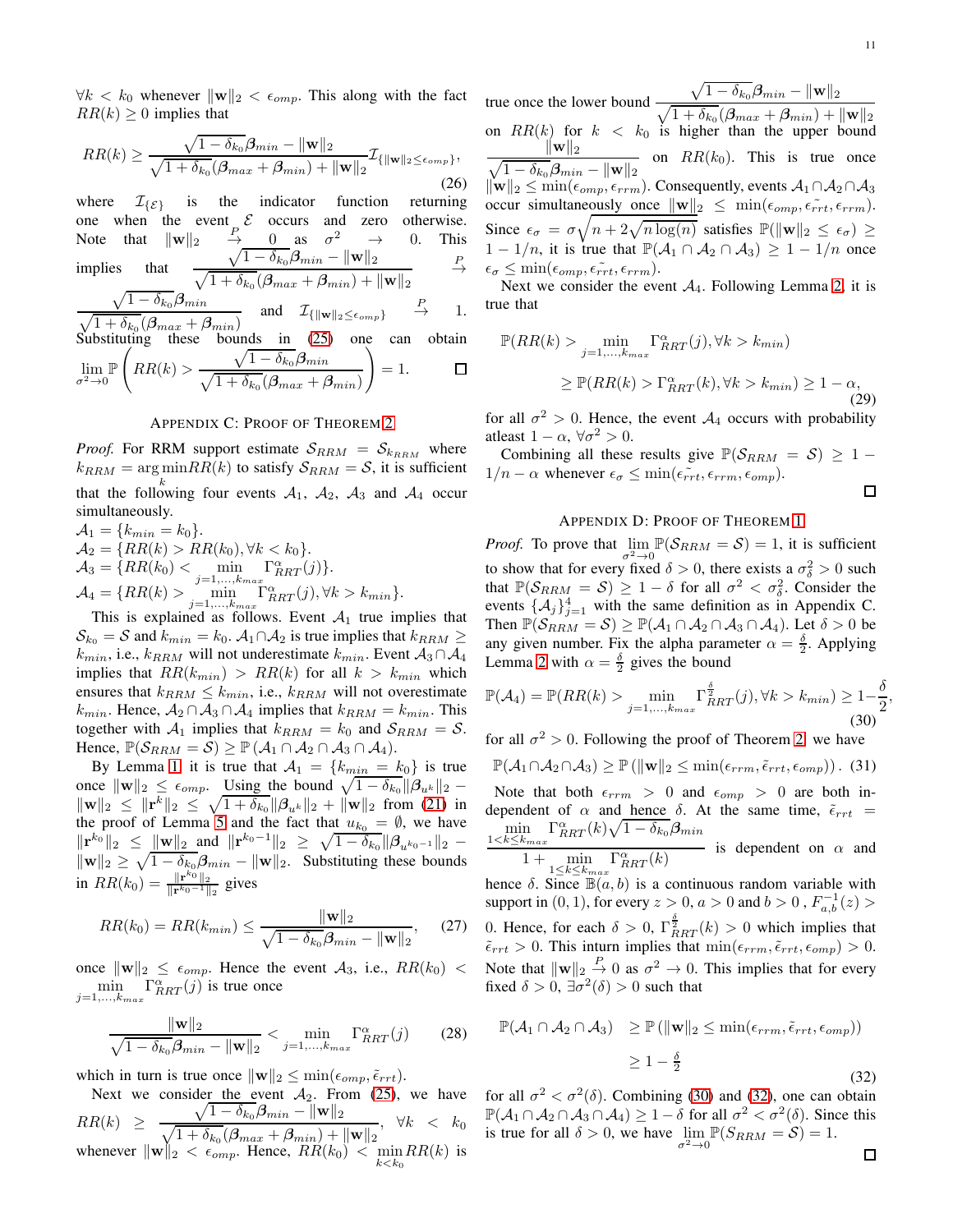$\forall k < k_0$ whenever $\|\mathbf{w}\|_2 < \epsilon_{omp}$. This along with the fact $RR(k) \geq 0$ implies that

$$RR(k) \geq \frac{\sqrt{1-\delta_{k_0}}\boldsymbol{\beta}_{min} - \|\mathbf{w}\|_2}{\sqrt{1+\delta_{k_0}}(\boldsymbol{\beta}_{max}+\boldsymbol{\beta}_{min}) + \|\mathbf{w}\|_2}\mathcal{I}_{\{\|\mathbf{w}\|_2 \leq \epsilon_{omp}\}}, \tag{26}$$

where $\mathcal{I}_{\{\mathcal{E}\}}$ is the indicator function returning one when the event $\mathcal{E}$ occurs and zero otherwise. Note that $\|\mathbf{w}\|_2 \overset{P}{\rightarrow} 0$ as $\sigma^2 \rightarrow 0$. This implies that $\frac{\sqrt{1-\delta_{k_0}}\boldsymbol{\beta}_{min} - \|\mathbf{w}\|_2}{\sqrt{1+\delta_{k_0}}(\boldsymbol{\beta}_{max}+\boldsymbol{\beta}_{min}) + \|\mathbf{w}\|_2} \overset{P}{\rightarrow} \frac{\sqrt{1-\delta_{k_0}}\boldsymbol{\beta}_{min}}{\sqrt{1+\delta_{k_0}}(\boldsymbol{\beta}_{max}+\boldsymbol{\beta}_{min})}$ and $\mathcal{I}_{\{\|\mathbf{w}\|_2 \leq \epsilon_{omp}\}} \overset{P}{\rightarrow} 1$. Substituting these bounds in (25) one can obtain $\lim\limits_{\sigma^2 \rightarrow 0} \mathbb{P}\left(RR(k) > \frac{\sqrt{1-\delta_{k_0}}\boldsymbol{\beta}_{min}}{\sqrt{1+\delta_{k_0}}(\boldsymbol{\beta}_{max}+\boldsymbol{\beta}_{min})}\right) = 1.$ $\square$

## Appendix C: Proof of Theorem 2

*Proof.* For RRM support estimate $\mathcal{S}_{RRM} = \mathcal{S}_{k_{RRM}}$ where $k_{RRM} = \arg\min\limits_{k} RR(k)$ to satisfy $\mathcal{S}_{RRM} = \mathcal{S}$, it is sufficient that the following four events $\mathcal{A}_1$, $\mathcal{A}_2$, $\mathcal{A}_3$ and $\mathcal{A}_4$ occur simultaneously.

$\mathcal{A}_1 = \{k_{min} = k_0\}$.
$\mathcal{A}_2 = \{RR(k) > RR(k_0), \forall k < k_0\}$.
$\mathcal{A}_3 = \{RR(k_0) < \min\limits_{j=1,\dots,k_{max}} \Gamma^{\alpha}_{RRT}(j)\}$.
$\mathcal{A}_4 = \{RR(k) > \min\limits_{j=1,\dots,k_{max}} \Gamma^{\alpha}_{RRT}(j), \forall k > k_{min}\}$.

This is explained as follows. Event $\mathcal{A}_1$ true implies that $\mathcal{S}_{k_0} = \mathcal{S}$ and $k_{min} = k_0$. $\mathcal{A}_1 \cap \mathcal{A}_2$ is true implies that $k_{RRM} \geq k_{min}$, i.e., $k_{RRM}$ will not underestimate $k_{min}$. Event $\mathcal{A}_3 \cap \mathcal{A}_4$ implies that $RR(k_{min}) > RR(k)$ for all $k > k_{min}$ which ensures that $k_{RRM} \leq k_{min}$, i.e., $k_{RRM}$ will not overestimate $k_{min}$. Hence, $\mathcal{A}_2 \cap \mathcal{A}_3 \cap \mathcal{A}_4$ implies that $k_{RRM} = k_{min}$. This together with $\mathcal{A}_1$ implies that $k_{RRM} = k_0$ and $\mathcal{S}_{RRM} = \mathcal{S}$. Hence, $\mathbb{P}(\mathcal{S}_{RRM} = \mathcal{S}) \geq \mathbb{P}(\mathcal{A}_1 \cap \mathcal{A}_2 \cap \mathcal{A}_3 \cap \mathcal{A}_4)$.

By Lemma 1, it is true that $\mathcal{A}_1 = \{k_{min} = k_0\}$ is true once $\|\mathbf{w}\|_2 \leq \epsilon_{omp}$. Using the bound $\sqrt{1-\delta_{k_0}}\|\boldsymbol{\beta}_{u^k}\|_2 - \|\mathbf{w}\|_2 \leq \|\mathbf{r}^k\|_2 \leq \sqrt{1+\delta_{k_0}}\|\boldsymbol{\beta}_{u^k}\|_2 + \|\mathbf{w}\|_2$ from (21) in the proof of Lemma 5 and the fact that $u_{k_0} = \emptyset$, we have $\|\mathbf{r}^{k_0}\|_2 \leq \|\mathbf{w}\|_2$ and $\|\mathbf{r}^{k_0-1}\|_2 \geq \sqrt{1-\delta_{k_0}}\|\boldsymbol{\beta}_{u^{k_0-1}}\|_2 - \|\mathbf{w}\|_2 \geq \sqrt{1-\delta_{k_0}}\boldsymbol{\beta}_{min} - \|\mathbf{w}\|_2$. Substituting these bounds in $RR(k_0) = \frac{\|\mathbf{r}^{k_0}\|_2}{\|\mathbf{r}^{k_0-1}\|_2}$ gives

$$RR(k_0) = RR(k_{min}) \leq \frac{\|\mathbf{w}\|_2}{\sqrt{1-\delta_{k_0}}\boldsymbol{\beta}_{min} - \|\mathbf{w}\|_2}, \tag{27}$$

once $\|\mathbf{w}\|_2 \leq \epsilon_{omp}$. Hence the event $\mathcal{A}_3$, i.e., $RR(k_0) < \min\limits_{j=1,\dots,k_{max}} \Gamma^{\alpha}_{RRT}(j)$ is true once

$$\frac{\|\mathbf{w}\|_2}{\sqrt{1-\delta_{k_0}}\boldsymbol{\beta}_{min} - \|\mathbf{w}\|_2} < \min_{j=1,\dots,k_{max}} \Gamma^{\alpha}_{RRT}(j) \tag{28}$$

which in turn is true once $\|\mathbf{w}\|_2 \leq \min(\epsilon_{omp}, \tilde{\epsilon}_{rrt})$.

Next we consider the event $\mathcal{A}_2$. From (25), we have $RR(k) \geq \frac{\sqrt{1-\delta_{k_0}}\boldsymbol{\beta}_{min} - \|\mathbf{w}\|_2}{\sqrt{1+\delta_{k_0}}(\boldsymbol{\beta}_{max}+\boldsymbol{\beta}_{min}) + \|\mathbf{w}\|_2}$, $\forall k < k_0$ whenever $\|\mathbf{w}\|_2 < \epsilon_{omp}$. Hence, $RR(k_0) < \min\limits_{k<k_0} RR(k)$ is true once the lower bound $\frac{\sqrt{1-\delta_{k_0}}\boldsymbol{\beta}_{min} - \|\mathbf{w}\|_2}{\sqrt{1+\delta_{k_0}}(\boldsymbol{\beta}_{max}+\boldsymbol{\beta}_{min}) + \|\mathbf{w}\|_2}$ on $RR(k)$ for $k < k_0$ is higher than the upper bound $\frac{\|\mathbf{w}\|_2}{\sqrt{1-\delta_{k_0}}\boldsymbol{\beta}_{min} - \|\mathbf{w}\|_2}$ on $RR(k_0)$. This is true once $\|\mathbf{w}\|_2 \leq \min(\epsilon_{omp}, \epsilon_{rrm})$. Consequently, events $\mathcal{A}_1 \cap \mathcal{A}_2 \cap \mathcal{A}_3$ occur simultaneously once $\|\mathbf{w}\|_2 \leq \min(\epsilon_{omp}, \tilde{\epsilon_{rrt}}, \epsilon_{rrm})$. Since $\epsilon_{\sigma} = \sigma\sqrt{n + 2\sqrt{n\log(n)}}$ satisfies $\mathbb{P}(\|\mathbf{w}\|_2 \leq \epsilon_{\sigma}) \geq 1 - 1/n$, it is true that $\mathbb{P}(\mathcal{A}_1 \cap \mathcal{A}_2 \cap \mathcal{A}_3) \geq 1 - 1/n$ once $\epsilon_{\sigma} \leq \min(\epsilon_{omp}, \tilde{\epsilon_{rrt}}, \epsilon_{rrm})$.

Next we consider the event $\mathcal{A}_4$. Following Lemma 2, it is true that

$$\begin{aligned}\mathbb{P}(RR(k) > &\min_{j=1,\dots,k_{max}} \Gamma^{\alpha}_{RRT}(j), \forall k > k_{min}) \\ &\geq \mathbb{P}(RR(k) > \Gamma^{\alpha}_{RRT}(k), \forall k > k_{min}) \geq 1 - \alpha,\end{aligned} \tag{29}$$

for all $\sigma^2 > 0$. Hence, the event $\mathcal{A}_4$ occurs with probability atleast $1 - \alpha$, $\forall \sigma^2 > 0$.

Combining all these results give $\mathbb{P}(\mathcal{S}_{RRM} = \mathcal{S}) \geq 1 - 1/n - \alpha$ whenever $\epsilon_{\sigma} \leq \min(\tilde{\epsilon_{rrt}}, \epsilon_{rrm}, \epsilon_{omp})$. $\square$

## Appendix D: Proof of Theorem 1

*Proof.* To prove that $\lim\limits_{\sigma^2 \rightarrow 0} \mathbb{P}(\mathcal{S}_{RRM} = \mathcal{S}) = 1$, it is sufficient to show that for every fixed $\delta > 0$, there exists a $\sigma^2_{\delta} > 0$ such that $\mathbb{P}(\mathcal{S}_{RRM} = \mathcal{S}) \geq 1 - \delta$ for all $\sigma^2 < \sigma^2_{\delta}$. Consider the events $\{\mathcal{A}_j\}_{j=1}^{4}$ with the same definition as in Appendix C. Then $\mathbb{P}(\mathcal{S}_{RRM} = \mathcal{S}) \geq \mathbb{P}(\mathcal{A}_1 \cap \mathcal{A}_2 \cap \mathcal{A}_3 \cap \mathcal{A}_4)$. Let $\delta > 0$ be any given number. Fix the alpha parameter $\alpha = \frac{\delta}{2}$. Applying Lemma 2 with $\alpha = \frac{\delta}{2}$ gives the bound

$$\mathbb{P}(\mathcal{A}_4) = \mathbb{P}(RR(k) > \min_{j=1,\dots,k_{max}} \Gamma^{\frac{\delta}{2}}_{RRT}(j), \forall k > k_{min}) \geq 1 - \frac{\delta}{2}, \tag{30}$$

for all $\sigma^2 > 0$. Following the proof of Theorem 2, we have

$$\mathbb{P}(\mathcal{A}_1 \cap \mathcal{A}_2 \cap \mathcal{A}_3) \geq \mathbb{P}\left(\|\mathbf{w}\|_2 \leq \min(\epsilon_{rrm}, \tilde{\epsilon}_{rrt}, \epsilon_{omp})\right). \tag{31}$$

Note that both $\epsilon_{rrm} > 0$ and $\epsilon_{omp} > 0$ are both independent of $\alpha$ and hence $\delta$. At the same time, $\tilde{\epsilon}_{rrt} = \frac{\min\limits_{1<k\leq k_{max}} \Gamma^{\alpha}_{RRT}(k)\sqrt{1-\delta_{k_0}}\boldsymbol{\beta}_{min}}{1 + \min\limits_{1\leq k \leq k_{max}} \Gamma^{\alpha}_{RRT}(k)}$ is dependent on $\alpha$ and hence $\delta$. Since $\mathbb{B}(a,b)$ is a continuous random variable with support in $(0,1)$, for every $z > 0$, $a > 0$ and $b > 0$, $F^{-1}_{a,b}(z) > 0$. Hence, for each $\delta > 0$, $\Gamma^{\frac{\delta}{2}}_{RRT}(k) > 0$ which implies that $\tilde{\epsilon}_{rrt} > 0$. This inturn implies that $\min(\epsilon_{rrm}, \tilde{\epsilon}_{rrt}, \epsilon_{omp}) > 0$. Note that $\|\mathbf{w}\|_2 \overset{P}{\rightarrow} 0$ as $\sigma^2 \rightarrow 0$. This implies that for every fixed $\delta > 0$, $\exists \sigma^2(\delta) > 0$ such that

$$\begin{aligned}\mathbb{P}(\mathcal{A}_1 \cap \mathcal{A}_2 \cap \mathcal{A}_3) &\geq \mathbb{P}\left(\|\mathbf{w}\|_2 \leq \min(\epsilon_{rrm}, \tilde{\epsilon}_{rrt}, \epsilon_{omp})\right) \\ &\geq 1 - \tfrac{\delta}{2}\end{aligned} \tag{32}$$

for all $\sigma^2 < \sigma^2(\delta)$. Combining (30) and (32), one can obtain $\mathbb{P}(\mathcal{A}_1 \cap \mathcal{A}_2 \cap \mathcal{A}_3 \cap \mathcal{A}_4) \geq 1 - \delta$ for all $\sigma^2 < \sigma^2(\delta)$. Since this is true for all $\delta > 0$, we have $\lim\limits_{\sigma^2 \rightarrow 0} \mathbb{P}(\mathcal{S}_{RRM} = \mathcal{S}) = 1$. $\square$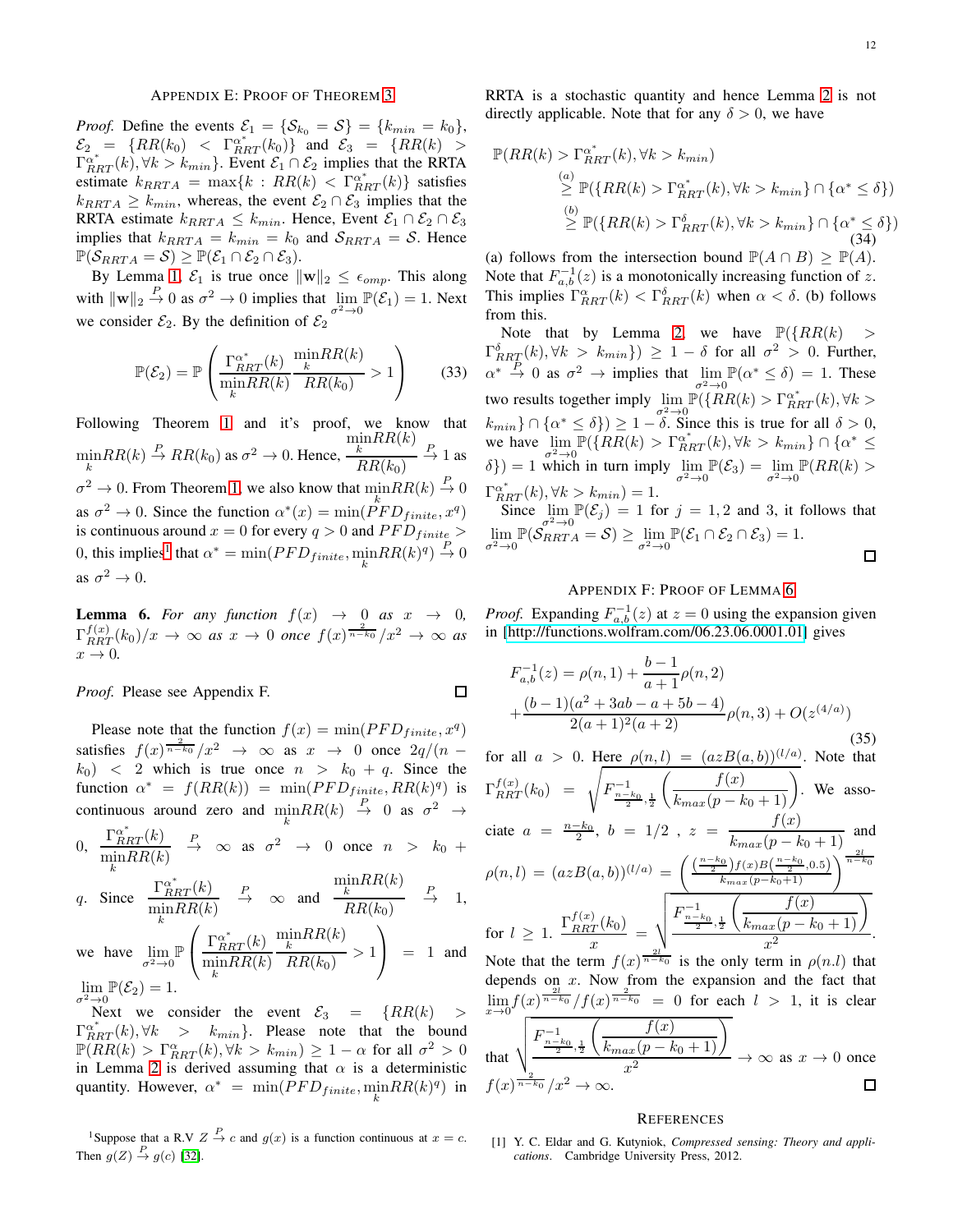## Appendix E: Proof of Theorem 3

*Proof.* Define the events $\mathcal{E}_1 = \{\mathcal{S}_{k_0} = \mathcal{S}\} = \{k_{min} = k_0\}$, $\mathcal{E}_2 = \{RR(k_0) < \Gamma_{RRT}^{\alpha^*}(k_0)\}$ and $\mathcal{E}_3 = \{RR(k) > \Gamma_{RRT}^{\alpha^*}(k), \forall k > k_{min}\}$. Event $\mathcal{E}_1 \cap \mathcal{E}_2$ implies that the RRTA estimate $k_{RRTA} = \max\{k : RR(k) < \Gamma_{RRT}^{\alpha^*}(k)\}$ satisfies $k_{RRTA} \geq k_{min}$, whereas, the event $\mathcal{E}_2 \cap \mathcal{E}_3$ implies that the RRTA estimate $k_{RRTA} \leq k_{min}$. Hence, Event $\mathcal{E}_1 \cap \mathcal{E}_2 \cap \mathcal{E}_3$ implies that $k_{RRTA} = k_{min} = k_0$ and $\mathcal{S}_{RRTA} = \mathcal{S}$. Hence $\mathbb{P}(\mathcal{S}_{RRTA} = \mathcal{S}) \geq \mathbb{P}(\mathcal{E}_1 \cap \mathcal{E}_2 \cap \mathcal{E}_3)$.

By Lemma 1, $\mathcal{E}_1$ is true once $\|\mathbf{w}\|_2 \leq \epsilon_{omp}$. This along with $\|\mathbf{w}\|_2 \overset{P}{\to} 0$ as $\sigma^2 \to 0$ implies that $\lim\limits_{\sigma^2 \to 0} \mathbb{P}(\mathcal{E}_1) = 1$. Next we consider $\mathcal{E}_2$. By the definition of $\mathcal{E}_2$

$$\mathbb{P}(\mathcal{E}_2) = \mathbb{P}\left(\frac{\Gamma_{RRT}^{\alpha^*}(k)}{\underset{k}{\min} RR(k)} \frac{\underset{k}{\min} RR(k)}{RR(k_0)} > 1\right) \tag{33}$$

Following Theorem 1 and it's proof, we know that $\underset{k}{\min} RR(k) \overset{P}{\to} RR(k_0)$ as $\sigma^2 \to 0$. Hence, $\dfrac{\underset{k}{\min} RR(k)}{RR(k_0)} \overset{P}{\to} 1$ as $\sigma^2 \to 0$. From Theorem 1, we also know that $\underset{k}{\min} RR(k) \overset{P}{\to} 0$ as $\sigma^2 \to 0$. Since the function $\alpha^*(x) = \min(PFD_{finite}, x^q)$ is continuous around $x = 0$ for every $q > 0$ and $PFD_{finite} > 0$, this implies[1] that $\alpha^* = \min(PFD_{finite}, \underset{k}{\min} RR(k)^q) \overset{P}{\to} 0$ as $\sigma^2 \to 0$.

**Lemma 6.** *For any function $f(x) \to 0$ as $x \to 0$, $\Gamma_{RRT}^{f(x)}(k_0)/x \to \infty$ as $x \to 0$ once $f(x)^{\frac{2}{n-k_0}}/x^2 \to \infty$ as $x \to 0$.*

*Proof.* Please see Appendix F. $\square$

Please note that the function $f(x) = \min(PFD_{finite}, x^q)$ satisfies $f(x)^{\frac{2}{n-k_0}}/x^2 \to \infty$ as $x \to 0$ once $2q/(n-k_0) < 2$ which is true once $n > k_0 + q$. Since the function $\alpha^* = f(RR(k)) = \min(PFD_{finite}, RR(k)^q)$ is continuous around zero and $\underset{k}{\min} RR(k) \overset{P}{\to} 0$ as $\sigma^2 \to 0$, $\dfrac{\Gamma_{RRT}^{\alpha^*}(k)}{\underset{k}{\min} RR(k)} \overset{P}{\to} \infty$ as $\sigma^2 \to 0$ once $n > k_0 + q$. Since $\dfrac{\Gamma_{RRT}^{\alpha^*}(k)}{\underset{k}{\min} RR(k)} \overset{P}{\to} \infty$ and $\dfrac{\underset{k}{\min} RR(k)}{RR(k_0)} \overset{P}{\to} 1$, we have $\lim\limits_{\sigma^2 \to 0} \mathbb{P}\left(\dfrac{\Gamma_{RRT}^{\alpha^*}(k)}{\underset{k}{\min} RR(k)} \dfrac{\underset{k}{\min} RR(k)}{RR(k_0)} > 1\right) = 1$ and $\lim\limits_{\sigma^2 \to 0} \mathbb{P}(\mathcal{E}_2) = 1$.

Next we consider the event $\mathcal{E}_3 = \{RR(k) > \Gamma_{RRT}^{\alpha^*}(k), \forall k > k_{min}\}$. Please note that the bound $\mathbb{P}(RR(k) > \Gamma_{RRT}^{\alpha}(k), \forall k > k_{min}) \geq 1 - \alpha$ for all $\sigma^2 > 0$ in Lemma 2 is derived assuming that $\alpha$ is a deterministic quantity. However, $\alpha^* = \min(PFD_{finite}, \underset{k}{\min} RR(k)^q)$ in RRTA is a stochastic quantity and hence Lemma 2 is not directly applicable. Note that for any $\delta > 0$, we have

$$\begin{aligned}
&\mathbb{P}(RR(k) > \Gamma_{RRT}^{\alpha^*}(k), \forall k > k_{min}) \\
&\quad \overset{(a)}{\geq} \mathbb{P}(\{RR(k) > \Gamma_{RRT}^{\alpha^*}(k), \forall k > k_{min}\} \cap \{\alpha^* \leq \delta\}) \\
&\quad \overset{(b)}{\geq} \mathbb{P}(\{RR(k) > \Gamma_{RRT}^{\delta}(k), \forall k > k_{min}\} \cap \{\alpha^* \leq \delta\})
\end{aligned} \tag{34}$$

(a) follows from the intersection bound $\mathbb{P}(A \cap B) \geq \mathbb{P}(A)$. Note that $F_{a,b}^{-1}(z)$ is a monotonically increasing function of $z$. This implies $\Gamma_{RRT}^{\alpha}(k) < \Gamma_{RRT}^{\delta}(k)$ when $\alpha < \delta$. (b) follows from this.

Note that by Lemma 2, we have $\mathbb{P}(\{RR(k) > \Gamma_{RRT}^{\delta}(k), \forall k > k_{min}\}) \geq 1 - \delta$ for all $\sigma^2 > 0$. Further, $\alpha^* \overset{P}{\to} 0$ as $\sigma^2 \to$ implies that $\lim\limits_{\sigma^2 \to 0} \mathbb{P}(\alpha^* \leq \delta) = 1$. These two results together imply $\lim\limits_{\sigma^2 \to 0} \mathbb{P}(\{RR(k) > \Gamma_{RRT}^{\alpha^*}(k), \forall k > k_{min}\} \cap \{\alpha^* \leq \delta\}) \geq 1 - \delta$. Since this is true for all $\delta > 0$, we have $\lim\limits_{\sigma^2 \to 0} \mathbb{P}(\{RR(k) > \Gamma_{RRT}^{\alpha^*}(k), \forall k > k_{min}\} \cap \{\alpha^* \leq \delta\}) = 1$ which in turn imply $\lim\limits_{\sigma^2 \to 0} \mathbb{P}(\mathcal{E}_3) = \lim\limits_{\sigma^2 \to 0} \mathbb{P}(RR(k) > \Gamma_{RRT}^{\alpha^*}(k), \forall k > k_{min}) = 1$.

Since $\lim\limits_{\sigma^2 \to 0} \mathbb{P}(\mathcal{E}_j) = 1$ for $j = 1, 2$ and $3$, it follows that $\lim\limits_{\sigma^2 \to 0} \mathbb{P}(\mathcal{S}_{RRTA} = \mathcal{S}) \geq \lim\limits_{\sigma^2 \to 0} \mathbb{P}(\mathcal{E}_1 \cap \mathcal{E}_2 \cap \mathcal{E}_3) = 1$. $\square$

[1] Suppose that a R.V $Z \overset{P}{\to} c$ and $g(x)$ is a function continuous at $x = c$. Then $g(Z) \overset{P}{\to} g(c)$ [32].

## Appendix F: Proof of Lemma 6

*Proof.* Expanding $F_{a,b}^{-1}(z)$ at $z = 0$ using the expansion given in [http://functions.wolfram.com/06.23.06.0001.01] gives

$$\begin{aligned}
&F_{a,b}^{-1}(z) = \rho(n,1) + \frac{b-1}{a+1}\rho(n,2) \\
&+ \frac{(b-1)(a^2 + 3ab - a + 5b - 4)}{2(a+1)^2(a+2)}\rho(n,3) + O(z^{(4/a)})
\end{aligned} \tag{35}$$

for all $a > 0$. Here $\rho(n,l) = (azB(a,b))^{(l/a)}$. Note that $\Gamma_{RRT}^{f(x)}(k_0) = \sqrt{F_{\frac{n-k_0}{2},\frac{1}{2}}^{-1}\left(\dfrac{f(x)}{k_{max}(p-k_0+1)}\right)}$. We associate $a = \frac{n-k_0}{2}$, $b = 1/2$, $z = \dfrac{f(x)}{k_{max}(p-k_0+1)}$ and $\rho(n,l) = (azB(a,b))^{(l/a)} = \left(\dfrac{\left(\frac{n-k_0}{2}\right) f(x) B\left(\frac{n-k_0}{2}, 0.5\right)}{k_{max}(p-k_0+1)}\right)^{\frac{2l}{n-k_0}}$ for $l \geq 1$. $\dfrac{\Gamma_{RRT}^{f(x)}(k_0)}{x} = \sqrt{\dfrac{F_{\frac{n-k_0}{2},\frac{1}{2}}^{-1}\left(\dfrac{f(x)}{k_{max}(p-k_0+1)}\right)}{x^2}}$.

Note that the term $f(x)^{\frac{2l}{n-k_0}}$ is the only term in $\rho(n.l)$ that depends on $x$. Now from the expansion and the fact that $\lim\limits_{x \to 0} f(x)^{\frac{2l}{n-k_0}}/f(x)^{\frac{2}{n-k_0}} = 0$ for each $l > 1$, it is clear that $\sqrt{\dfrac{F_{\frac{n-k_0}{2},\frac{1}{2}}^{-1}\left(\dfrac{f(x)}{k_{max}(p-k_0+1)}\right)}{x^2}} \to \infty$ as $x \to 0$ once $f(x)^{\frac{2}{n-k_0}}/x^2 \to \infty$. $\square$

## References

[1] Y. C. Eldar and G. Kutyniok, *Compressed sensing: Theory and applications*. Cambridge University Press, 2012.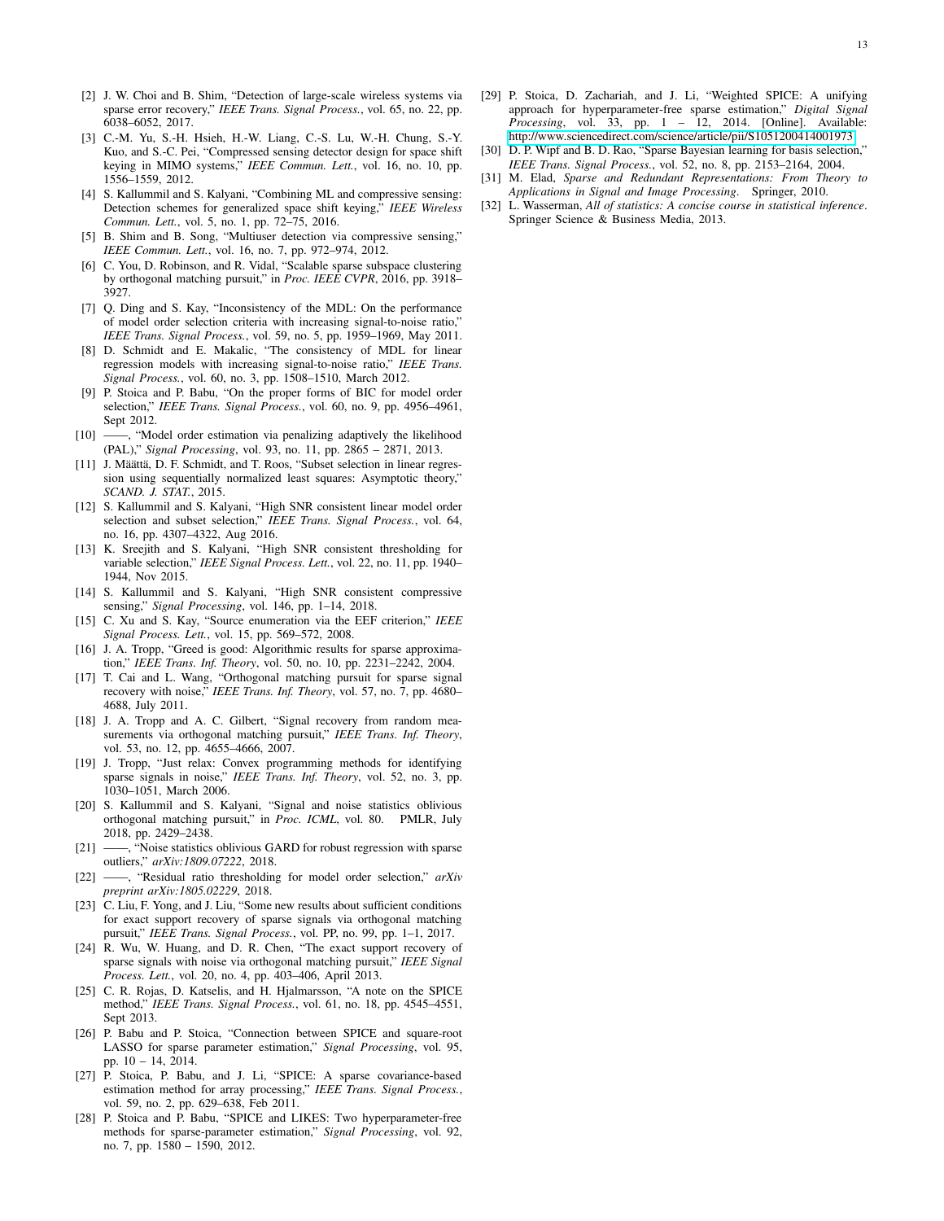[2] J. W. Choi and B. Shim, "Detection of large-scale wireless systems via sparse error recovery," *IEEE Trans. Signal Process.*, vol. 65, no. 22, pp. 6038–6052, 2017.

[3] C.-M. Yu, S.-H. Hsieh, H.-W. Liang, C.-S. Lu, W.-H. Chung, S.-Y. Kuo, and S.-C. Pei, "Compressed sensing detector design for space shift keying in MIMO systems," *IEEE Commun. Lett.*, vol. 16, no. 10, pp. 1556–1559, 2012.

[4] S. Kallummil and S. Kalyani, "Combining ML and compressive sensing: Detection schemes for generalized space shift keying," *IEEE Wireless Commun. Lett.*, vol. 5, no. 1, pp. 72–75, 2016.

[5] B. Shim and B. Song, "Multiuser detection via compressive sensing," *IEEE Commun. Lett.*, vol. 16, no. 7, pp. 972–974, 2012.

[6] C. You, D. Robinson, and R. Vidal, "Scalable sparse subspace clustering by orthogonal matching pursuit," in *Proc. IEEE CVPR*, 2016, pp. 3918–3927.

[7] Q. Ding and S. Kay, "Inconsistency of the MDL: On the performance of model order selection criteria with increasing signal-to-noise ratio," *IEEE Trans. Signal Process.*, vol. 59, no. 5, pp. 1959–1969, May 2011.

[8] D. Schmidt and E. Makalic, "The consistency of MDL for linear regression models with increasing signal-to-noise ratio," *IEEE Trans. Signal Process.*, vol. 60, no. 3, pp. 1508–1510, March 2012.

[9] P. Stoica and P. Babu, "On the proper forms of BIC for model order selection," *IEEE Trans. Signal Process.*, vol. 60, no. 9, pp. 4956–4961, Sept 2012.

[10] ——, "Model order estimation via penalizing adaptively the likelihood (PAL)," *Signal Processing*, vol. 93, no. 11, pp. 2865 – 2871, 2013.

[11] J. Määttä, D. F. Schmidt, and T. Roos, "Subset selection in linear regression using sequentially normalized least squares: Asymptotic theory," *SCAND. J. STAT.*, 2015.

[12] S. Kallummil and S. Kalyani, "High SNR consistent linear model order selection and subset selection," *IEEE Trans. Signal Process.*, vol. 64, no. 16, pp. 4307–4322, Aug 2016.

[13] K. Sreejith and S. Kalyani, "High SNR consistent thresholding for variable selection," *IEEE Signal Process. Lett.*, vol. 22, no. 11, pp. 1940–1944, Nov 2015.

[14] S. Kallummil and S. Kalyani, "High SNR consistent compressive sensing," *Signal Processing*, vol. 146, pp. 1–14, 2018.

[15] C. Xu and S. Kay, "Source enumeration via the EEF criterion," *IEEE Signal Process. Lett.*, vol. 15, pp. 569–572, 2008.

[16] J. A. Tropp, "Greed is good: Algorithmic results for sparse approximation," *IEEE Trans. Inf. Theory*, vol. 50, no. 10, pp. 2231–2242, 2004.

[17] T. Cai and L. Wang, "Orthogonal matching pursuit for sparse signal recovery with noise," *IEEE Trans. Inf. Theory*, vol. 57, no. 7, pp. 4680–4688, July 2011.

[18] J. A. Tropp and A. C. Gilbert, "Signal recovery from random measurements via orthogonal matching pursuit," *IEEE Trans. Inf. Theory*, vol. 53, no. 12, pp. 4655–4666, 2007.

[19] J. Tropp, "Just relax: Convex programming methods for identifying sparse signals in noise," *IEEE Trans. Inf. Theory*, vol. 52, no. 3, pp. 1030–1051, March 2006.

[20] S. Kallummil and S. Kalyani, "Signal and noise statistics oblivious orthogonal matching pursuit," in *Proc. ICML*, vol. 80. PMLR, July 2018, pp. 2429–2438.

[21] ——, "Noise statistics oblivious GARD for robust regression with sparse outliers," *arXiv:1809.07222*, 2018.

[22] ——, "Residual ratio thresholding for model order selection," *arXiv preprint arXiv:1805.02229*, 2018.

[23] C. Liu, F. Yong, and J. Liu, "Some new results about sufficient conditions for exact support recovery of sparse signals via orthogonal matching pursuit," *IEEE Trans. Signal Process.*, vol. PP, no. 99, pp. 1–1, 2017.

[24] R. Wu, W. Huang, and D. R. Chen, "The exact support recovery of sparse signals with noise via orthogonal matching pursuit," *IEEE Signal Process. Lett.*, vol. 20, no. 4, pp. 403–406, April 2013.

[25] C. R. Rojas, D. Katselis, and H. Hjalmarsson, "A note on the SPICE method," *IEEE Trans. Signal Process.*, vol. 61, no. 18, pp. 4545–4551, Sept 2013.

[26] P. Babu and P. Stoica, "Connection between SPICE and square-root LASSO for sparse parameter estimation," *Signal Processing*, vol. 95, pp. 10 – 14, 2014.

[27] P. Stoica, P. Babu, and J. Li, "SPICE: A sparse covariance-based estimation method for array processing," *IEEE Trans. Signal Process.*, vol. 59, no. 2, pp. 629–638, Feb 2011.

[28] P. Stoica and P. Babu, "SPICE and LIKES: Two hyperparameter-free methods for sparse-parameter estimation," *Signal Processing*, vol. 92, no. 7, pp. 1580 – 1590, 2012.

[29] P. Stoica, D. Zachariah, and J. Li, "Weighted SPICE: A unifying approach for hyperparameter-free sparse estimation," *Digital Signal Processing*, vol. 33, pp. 1 – 12, 2014. [Online]. Available: http://www.sciencedirect.com/science/article/pii/S1051200414001973

[30] D. P. Wipf and B. D. Rao, "Sparse Bayesian learning for basis selection," *IEEE Trans. Signal Process.*, vol. 52, no. 8, pp. 2153–2164, 2004.

[31] M. Elad, *Sparse and Redundant Representations: From Theory to Applications in Signal and Image Processing*. Springer, 2010.

[32] L. Wasserman, *All of statistics: A concise course in statistical inference*. Springer Science & Business Media, 2013.